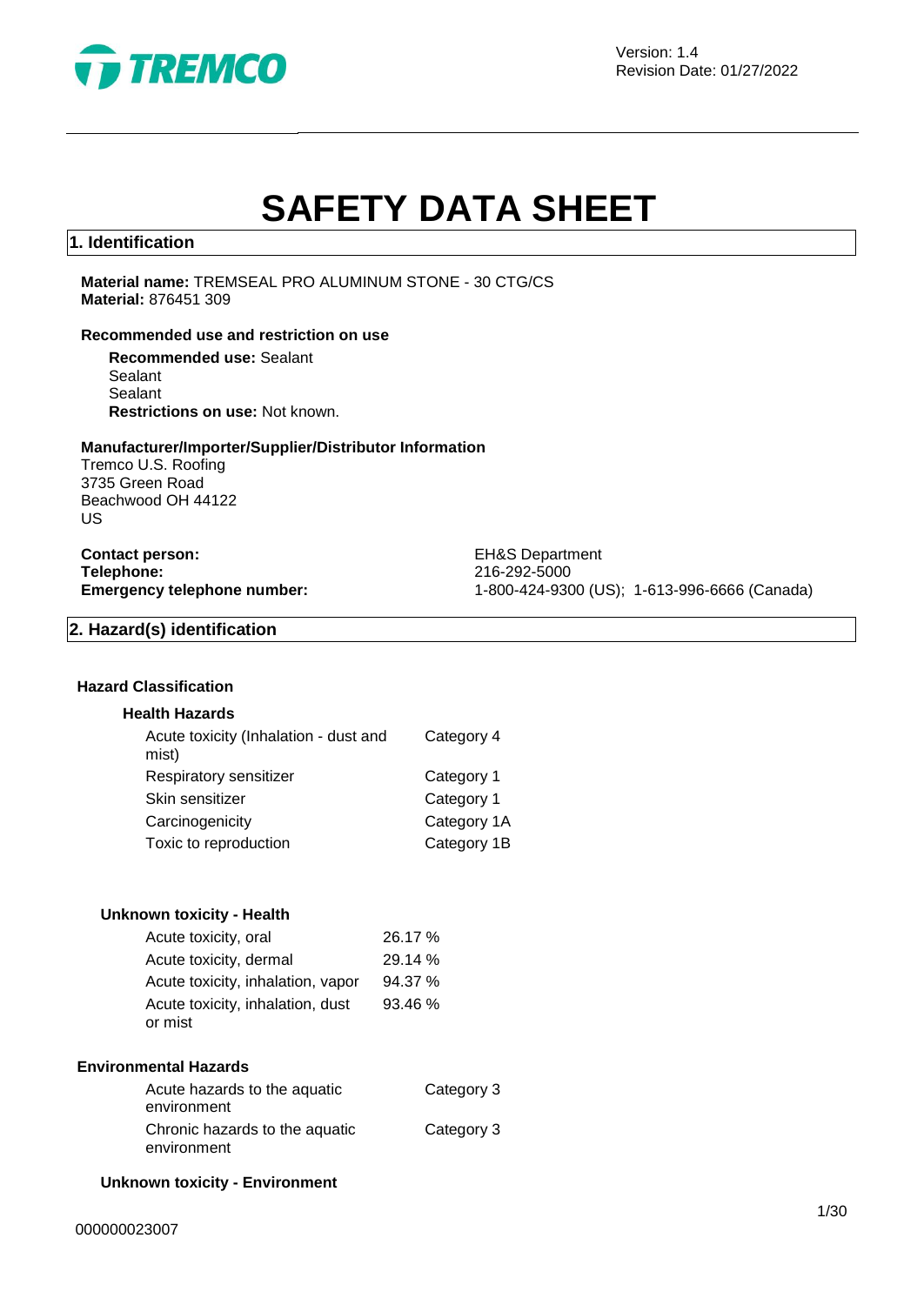Version: 1.4
Revision Date: 01/27/2022

# SAFETY DATA SHEET

## 1. Identification

**Material name:** TREMSEAL PRO ALUMINUM STONE - 30 CTG/CS
**Material:** 876451 309

### Recommended use and restriction on use

**Recommended use:** Sealant
Sealant
Sealant
**Restrictions on use:** Not known.

### Manufacturer/Importer/Supplier/Distributor Information

Tremco U.S. Roofing
3735 Green Road
Beachwood OH 44122
US

**Contact person:** EH&S Department
**Telephone:** 216-292-5000
**Emergency telephone number:** 1-800-424-9300 (US); 1-613-996-6666 (Canada)

## 2. Hazard(s) identification

### Hazard Classification

**Health Hazards**

| | |
|---|---|
| Acute toxicity (Inhalation - dust and mist) | Category 4 |
| Respiratory sensitizer | Category 1 |
| Skin sensitizer | Category 1 |
| Carcinogenicity | Category 1A |
| Toxic to reproduction | Category 1B |

**Unknown toxicity - Health**

| | |
|---|---|
| Acute toxicity, oral | 26.17 % |
| Acute toxicity, dermal | 29.14 % |
| Acute toxicity, inhalation, vapor | 94.37 % |
| Acute toxicity, inhalation, dust or mist | 93.46 % |

### Environmental Hazards

| | |
|---|---|
| Acute hazards to the aquatic environment | Category 3 |
| Chronic hazards to the aquatic environment | Category 3 |

**Unknown toxicity - Environment**

000000023007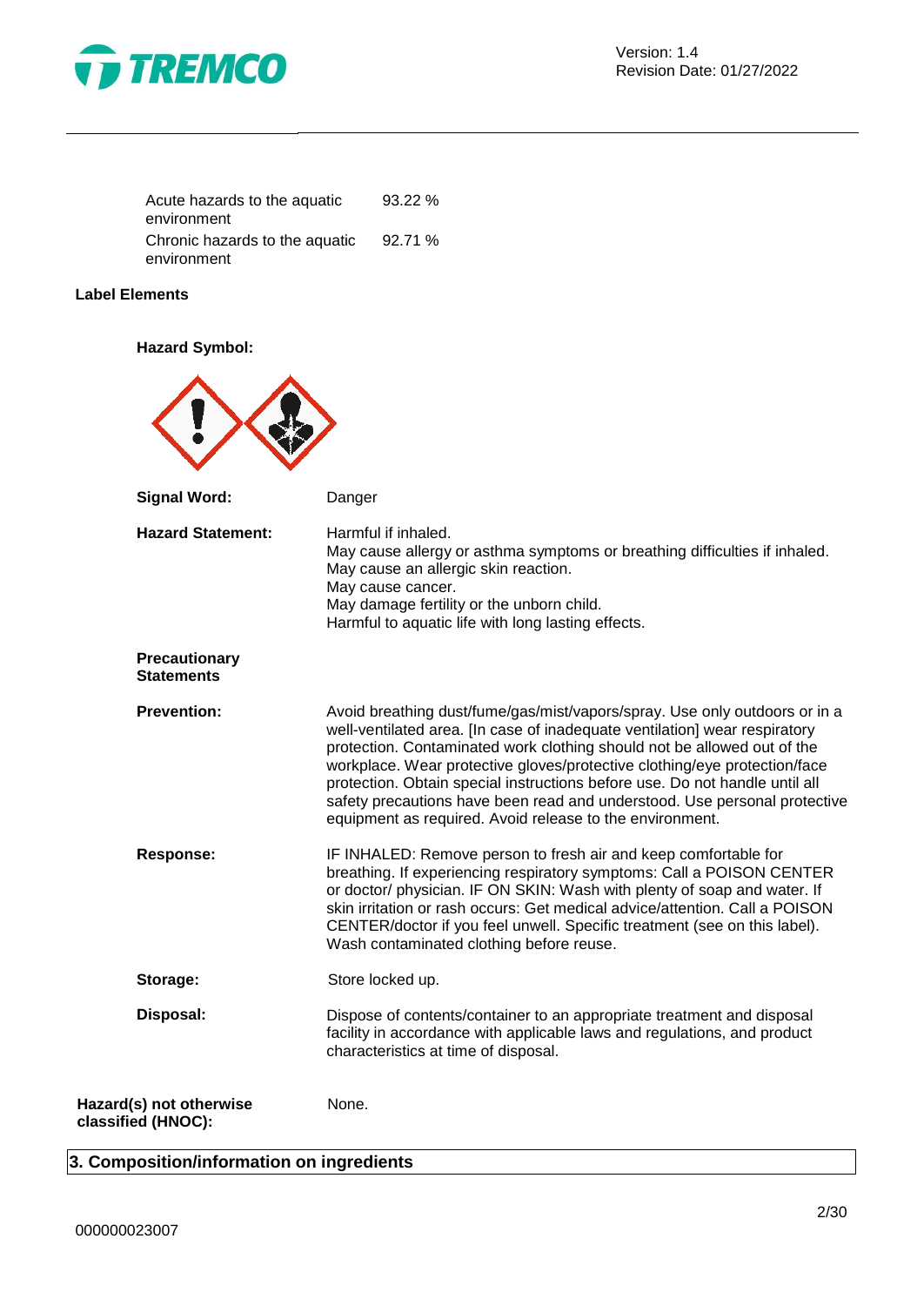| | |
|---|---|
| Acute hazards to the aquatic environment | 93.22 % |
| Chronic hazards to the aquatic environment | 92.71 % |

**Label Elements**

**Hazard Symbol:**

**Signal Word:** Danger

**Hazard Statement:**
Harmful if inhaled.
May cause allergy or asthma symptoms or breathing difficulties if inhaled.
May cause an allergic skin reaction.
May cause cancer.
May damage fertility or the unborn child.
Harmful to aquatic life with long lasting effects.

**Precautionary Statements**

**Prevention:** Avoid breathing dust/fume/gas/mist/vapors/spray. Use only outdoors or in a well-ventilated area. [In case of inadequate ventilation] wear respiratory protection. Contaminated work clothing should not be allowed out of the workplace. Wear protective gloves/protective clothing/eye protection/face protection. Obtain special instructions before use. Do not handle until all safety precautions have been read and understood. Use personal protective equipment as required. Avoid release to the environment.

**Response:** IF INHALED: Remove person to fresh air and keep comfortable for breathing. If experiencing respiratory symptoms: Call a POISON CENTER or doctor/ physician. IF ON SKIN: Wash with plenty of soap and water. If skin irritation or rash occurs: Get medical advice/attention. Call a POISON CENTER/doctor if you feel unwell. Specific treatment (see on this label). Wash contaminated clothing before reuse.

**Storage:** Store locked up.

**Disposal:** Dispose of contents/container to an appropriate treatment and disposal facility in accordance with applicable laws and regulations, and product characteristics at time of disposal.

**Hazard(s) not otherwise classified (HNOC):** None.

## 3. Composition/information on ingredients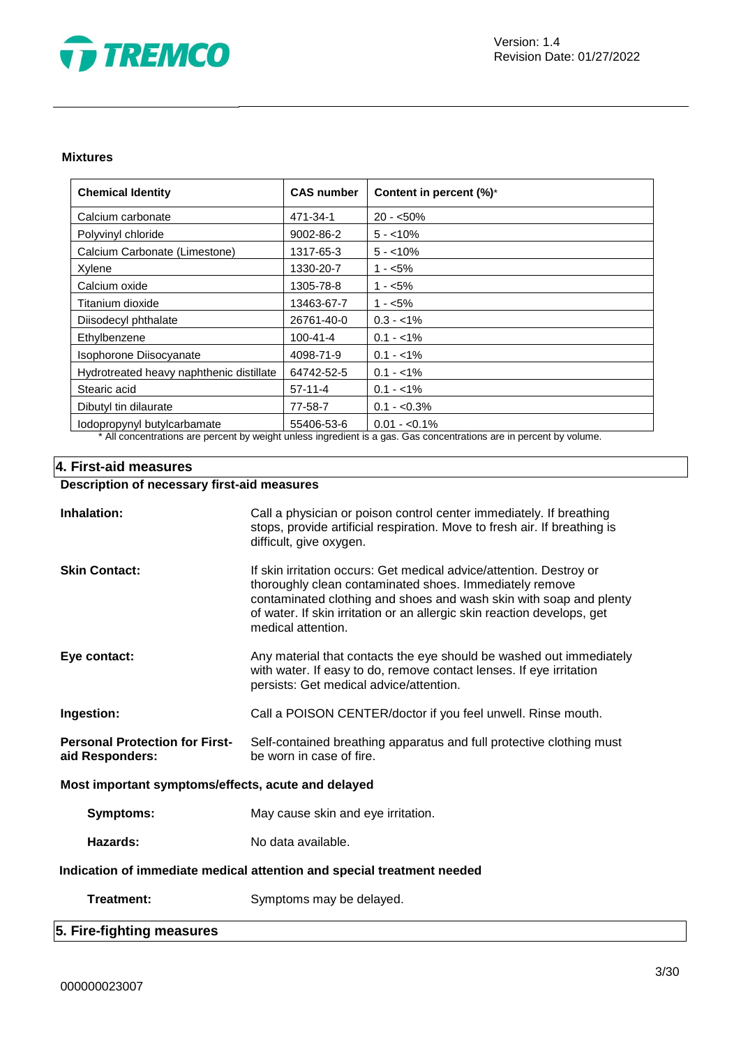**Mixtures**

| Chemical Identity | CAS number | Content in percent (%)* |
|---|---|---|
| Calcium carbonate | 471-34-1 | 20 - <50% |
| Polyvinyl chloride | 9002-86-2 | 5 - <10% |
| Calcium Carbonate (Limestone) | 1317-65-3 | 5 - <10% |
| Xylene | 1330-20-7 | 1 - <5% |
| Calcium oxide | 1305-78-8 | 1 - <5% |
| Titanium dioxide | 13463-67-7 | 1 - <5% |
| Diisodecyl phthalate | 26761-40-0 | 0.3 - <1% |
| Ethylbenzene | 100-41-4 | 0.1 - <1% |
| Isophorone Diisocyanate | 4098-71-9 | 0.1 - <1% |
| Hydrotreated heavy naphthenic distillate | 64742-52-5 | 0.1 - <1% |
| Stearic acid | 57-11-4 | 0.1 - <1% |
| Dibutyl tin dilaurate | 77-58-7 | 0.1 - <0.3% |
| Iodopropynyl butylcarbamate | 55406-53-6 | 0.01 - <0.1% |

* All concentrations are percent by weight unless ingredient is a gas. Gas concentrations are in percent by volume.

## 4. First-aid measures

**Description of necessary first-aid measures**

**Inhalation:** Call a physician or poison control center immediately. If breathing stops, provide artificial respiration. Move to fresh air. If breathing is difficult, give oxygen.

**Skin Contact:** If skin irritation occurs: Get medical advice/attention. Destroy or thoroughly clean contaminated shoes. Immediately remove contaminated clothing and shoes and wash skin with soap and plenty of water. If skin irritation or an allergic skin reaction develops, get medical attention.

**Eye contact:** Any material that contacts the eye should be washed out immediately with water. If easy to do, remove contact lenses. If eye irritation persists: Get medical advice/attention.

**Ingestion:** Call a POISON CENTER/doctor if you feel unwell. Rinse mouth.

**Personal Protection for First-aid Responders:** Self-contained breathing apparatus and full protective clothing must be worn in case of fire.

**Most important symptoms/effects, acute and delayed**

**Symptoms:** May cause skin and eye irritation.

**Hazards:** No data available.

**Indication of immediate medical attention and special treatment needed**

**Treatment:** Symptoms may be delayed.

## 5. Fire-fighting measures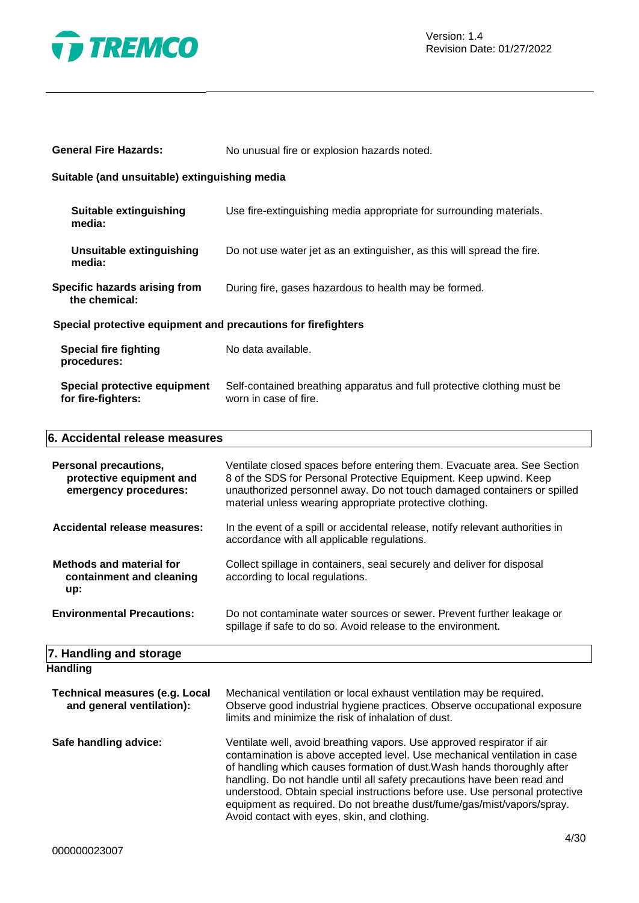**General Fire Hazards:** No unusual fire or explosion hazards noted.

**Suitable (and unsuitable) extinguishing media**

**Suitable extinguishing media:** Use fire-extinguishing media appropriate for surrounding materials.

**Unsuitable extinguishing media:** Do not use water jet as an extinguisher, as this will spread the fire.

**Specific hazards arising from the chemical:** During fire, gases hazardous to health may be formed.

**Special protective equipment and precautions for firefighters**

**Special fire fighting procedures:** No data available.

**Special protective equipment for fire-fighters:** Self-contained breathing apparatus and full protective clothing must be worn in case of fire.

## 6. Accidental release measures

**Personal precautions, protective equipment and emergency procedures:** Ventilate closed spaces before entering them. Evacuate area. See Section 8 of the SDS for Personal Protective Equipment. Keep upwind. Keep unauthorized personnel away. Do not touch damaged containers or spilled material unless wearing appropriate protective clothing.

**Accidental release measures:** In the event of a spill or accidental release, notify relevant authorities in accordance with all applicable regulations.

**Methods and material for containment and cleaning up:** Collect spillage in containers, seal securely and deliver for disposal according to local regulations.

**Environmental Precautions:** Do not contaminate water sources or sewer. Prevent further leakage or spillage if safe to do so. Avoid release to the environment.

## 7. Handling and storage

**Handling**

**Technical measures (e.g. Local and general ventilation):** Mechanical ventilation or local exhaust ventilation may be required. Observe good industrial hygiene practices. Observe occupational exposure limits and minimize the risk of inhalation of dust.

**Safe handling advice:** Ventilate well, avoid breathing vapors. Use approved respirator if air contamination is above accepted level. Use mechanical ventilation in case of handling which causes formation of dust.Wash hands thoroughly after handling. Do not handle until all safety precautions have been read and understood. Obtain special instructions before use. Use personal protective equipment as required. Do not breathe dust/fume/gas/mist/vapors/spray. Avoid contact with eyes, skin, and clothing.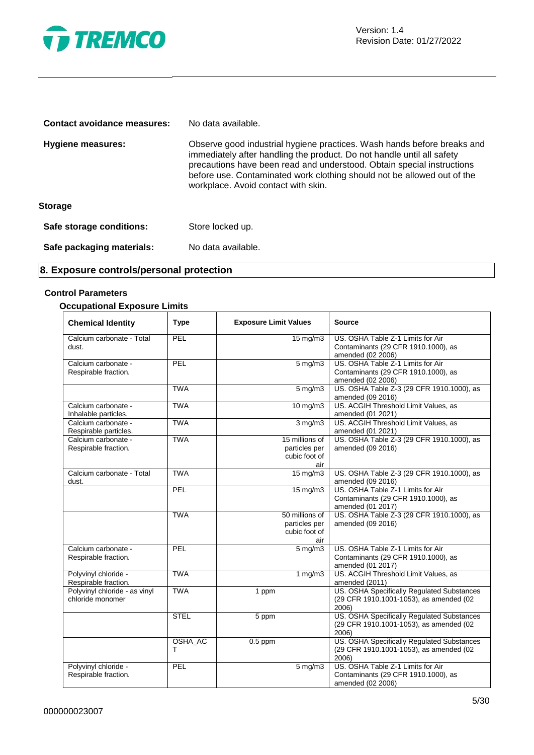**Contact avoidance measures:** No data available.

**Hygiene measures:** Observe good industrial hygiene practices. Wash hands before breaks and immediately after handling the product. Do not handle until all safety precautions have been read and understood. Obtain special instructions before use. Contaminated work clothing should not be allowed out of the workplace. Avoid contact with skin.

**Storage**

**Safe storage conditions:** Store locked up.

**Safe packaging materials:** No data available.

## 8. Exposure controls/personal protection

### Control Parameters

#### Occupational Exposure Limits

| Chemical Identity | Type | Exposure Limit Values | Source |
|---|---|---|---|
| Calcium carbonate - Total dust. | PEL | 15 mg/m3 | US. OSHA Table Z-1 Limits for Air Contaminants (29 CFR 1910.1000), as amended (02 2006) |
| Calcium carbonate - Respirable fraction. | PEL | 5 mg/m3 | US. OSHA Table Z-1 Limits for Air Contaminants (29 CFR 1910.1000), as amended (02 2006) |
| | TWA | 5 mg/m3 | US. OSHA Table Z-3 (29 CFR 1910.1000), as amended (09 2016) |
| Calcium carbonate - Inhalable particles. | TWA | 10 mg/m3 | US. ACGIH Threshold Limit Values, as amended (01 2021) |
| Calcium carbonate - Respirable particles. | TWA | 3 mg/m3 | US. ACGIH Threshold Limit Values, as amended (01 2021) |
| Calcium carbonate - Respirable fraction. | TWA | 15 millions of particles per cubic foot of air | US. OSHA Table Z-3 (29 CFR 1910.1000), as amended (09 2016) |
| Calcium carbonate - Total dust. | TWA | 15 mg/m3 | US. OSHA Table Z-3 (29 CFR 1910.1000), as amended (09 2016) |
| | PEL | 15 mg/m3 | US. OSHA Table Z-1 Limits for Air Contaminants (29 CFR 1910.1000), as amended (01 2017) |
| | TWA | 50 millions of particles per cubic foot of air | US. OSHA Table Z-3 (29 CFR 1910.1000), as amended (09 2016) |
| Calcium carbonate - Respirable fraction. | PEL | 5 mg/m3 | US. OSHA Table Z-1 Limits for Air Contaminants (29 CFR 1910.1000), as amended (01 2017) |
| Polyvinyl chloride - Respirable fraction. | TWA | 1 mg/m3 | US. ACGIH Threshold Limit Values, as amended (2011) |
| Polyvinyl chloride - as vinyl chloride monomer | TWA | 1 ppm | US. OSHA Specifically Regulated Substances (29 CFR 1910.1001-1053), as amended (02 2006) |
| | STEL | 5 ppm | US. OSHA Specifically Regulated Substances (29 CFR 1910.1001-1053), as amended (02 2006) |
| | OSHA_ACT | 0.5 ppm | US. OSHA Specifically Regulated Substances (29 CFR 1910.1001-1053), as amended (02 2006) |
| Polyvinyl chloride - Respirable fraction. | PEL | 5 mg/m3 | US. OSHA Table Z-1 Limits for Air Contaminants (29 CFR 1910.1000), as amended (02 2006) |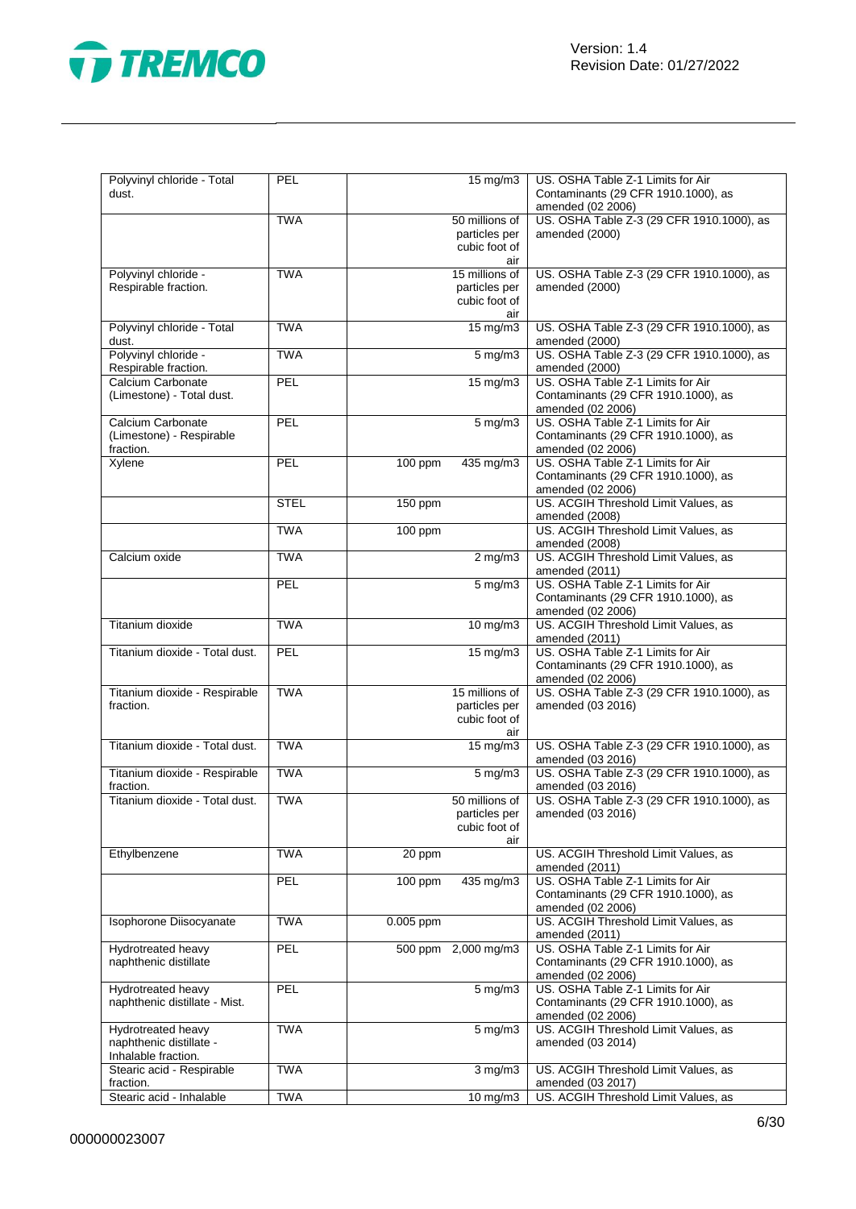| | | | | |
|---|---|---|---|---|
| Polyvinyl chloride - Total dust. | PEL | | 15 mg/m3 | US. OSHA Table Z-1 Limits for Air Contaminants (29 CFR 1910.1000), as amended (02 2006) |
| | TWA | | 50 millions of particles per cubic foot of air | US. OSHA Table Z-3 (29 CFR 1910.1000), as amended (2000) |
| Polyvinyl chloride - Respirable fraction. | TWA | | 15 millions of particles per cubic foot of air | US. OSHA Table Z-3 (29 CFR 1910.1000), as amended (2000) |
| Polyvinyl chloride - Total dust. | TWA | | 15 mg/m3 | US. OSHA Table Z-3 (29 CFR 1910.1000), as amended (2000) |
| Polyvinyl chloride - Respirable fraction. | TWA | | 5 mg/m3 | US. OSHA Table Z-3 (29 CFR 1910.1000), as amended (2000) |
| Calcium Carbonate (Limestone) - Total dust. | PEL | | 15 mg/m3 | US. OSHA Table Z-1 Limits for Air Contaminants (29 CFR 1910.1000), as amended (02 2006) |
| Calcium Carbonate (Limestone) - Respirable fraction. | PEL | | 5 mg/m3 | US. OSHA Table Z-1 Limits for Air Contaminants (29 CFR 1910.1000), as amended (02 2006) |
| Xylene | PEL | 100 ppm | 435 mg/m3 | US. OSHA Table Z-1 Limits for Air Contaminants (29 CFR 1910.1000), as amended (02 2006) |
| | STEL | 150 ppm | | US. ACGIH Threshold Limit Values, as amended (2008) |
| | TWA | 100 ppm | | US. ACGIH Threshold Limit Values, as amended (2008) |
| Calcium oxide | TWA | | 2 mg/m3 | US. ACGIH Threshold Limit Values, as amended (2011) |
| | PEL | | 5 mg/m3 | US. OSHA Table Z-1 Limits for Air Contaminants (29 CFR 1910.1000), as amended (02 2006) |
| Titanium dioxide | TWA | | 10 mg/m3 | US. ACGIH Threshold Limit Values, as amended (2011) |
| Titanium dioxide - Total dust. | PEL | | 15 mg/m3 | US. OSHA Table Z-1 Limits for Air Contaminants (29 CFR 1910.1000), as amended (02 2006) |
| Titanium dioxide - Respirable fraction. | TWA | | 15 millions of particles per cubic foot of air | US. OSHA Table Z-3 (29 CFR 1910.1000), as amended (03 2016) |
| Titanium dioxide - Total dust. | TWA | | 15 mg/m3 | US. OSHA Table Z-3 (29 CFR 1910.1000), as amended (03 2016) |
| Titanium dioxide - Respirable fraction. | TWA | | 5 mg/m3 | US. OSHA Table Z-3 (29 CFR 1910.1000), as amended (03 2016) |
| Titanium dioxide - Total dust. | TWA | | 50 millions of particles per cubic foot of air | US. OSHA Table Z-3 (29 CFR 1910.1000), as amended (03 2016) |
| Ethylbenzene | TWA | 20 ppm | | US. ACGIH Threshold Limit Values, as amended (2011) |
| | PEL | 100 ppm | 435 mg/m3 | US. OSHA Table Z-1 Limits for Air Contaminants (29 CFR 1910.1000), as amended (02 2006) |
| Isophorone Diisocyanate | TWA | 0.005 ppm | | US. ACGIH Threshold Limit Values, as amended (2011) |
| Hydrotreated heavy naphthenic distillate | PEL | 500 ppm | 2,000 mg/m3 | US. OSHA Table Z-1 Limits for Air Contaminants (29 CFR 1910.1000), as amended (02 2006) |
| Hydrotreated heavy naphthenic distillate - Mist. | PEL | | 5 mg/m3 | US. OSHA Table Z-1 Limits for Air Contaminants (29 CFR 1910.1000), as amended (02 2006) |
| Hydrotreated heavy naphthenic distillate - Inhalable fraction. | TWA | | 5 mg/m3 | US. ACGIH Threshold Limit Values, as amended (03 2014) |
| Stearic acid - Respirable fraction. | TWA | | 3 mg/m3 | US. ACGIH Threshold Limit Values, as amended (03 2017) |
| Stearic acid - Inhalable | TWA | | 10 mg/m3 | US. ACGIH Threshold Limit Values, as |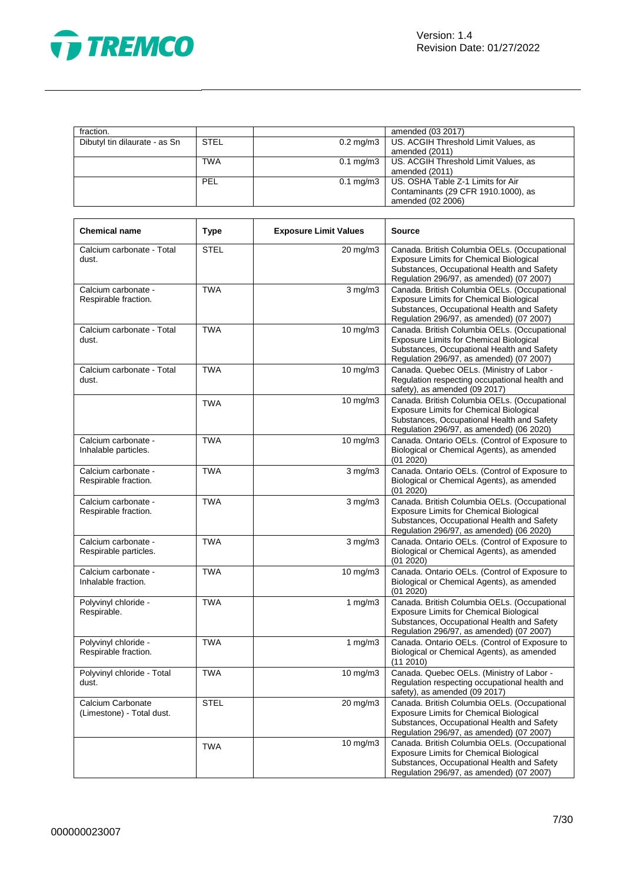| | | | |
|---|---|---|---|
| fraction. | | | amended (03 2017) |
| Dibutyl tin dilaurate - as Sn | STEL | 0.2 mg/m3 | US. ACGIH Threshold Limit Values, as amended (2011) |
| | TWA | 0.1 mg/m3 | US. ACGIH Threshold Limit Values, as amended (2011) |
| | PEL | 0.1 mg/m3 | US. OSHA Table Z-1 Limits for Air Contaminants (29 CFR 1910.1000), as amended (02 2006) |

| Chemical name | Type | Exposure Limit Values | Source |
|---|---|---|---|
| Calcium carbonate - Total dust. | STEL | 20 mg/m3 | Canada. British Columbia OELs. (Occupational Exposure Limits for Chemical Biological Substances, Occupational Health and Safety Regulation 296/97, as amended) (07 2007) |
| Calcium carbonate - Respirable fraction. | TWA | 3 mg/m3 | Canada. British Columbia OELs. (Occupational Exposure Limits for Chemical Biological Substances, Occupational Health and Safety Regulation 296/97, as amended) (07 2007) |
| Calcium carbonate - Total dust. | TWA | 10 mg/m3 | Canada. British Columbia OELs. (Occupational Exposure Limits for Chemical Biological Substances, Occupational Health and Safety Regulation 296/97, as amended) (07 2007) |
| Calcium carbonate - Total dust. | TWA | 10 mg/m3 | Canada. Quebec OELs. (Ministry of Labor - Regulation respecting occupational health and safety), as amended (09 2017) |
| | TWA | 10 mg/m3 | Canada. British Columbia OELs. (Occupational Exposure Limits for Chemical Biological Substances, Occupational Health and Safety Regulation 296/97, as amended) (06 2020) |
| Calcium carbonate - Inhalable particles. | TWA | 10 mg/m3 | Canada. Ontario OELs. (Control of Exposure to Biological or Chemical Agents), as amended (01 2020) |
| Calcium carbonate - Respirable fraction. | TWA | 3 mg/m3 | Canada. Ontario OELs. (Control of Exposure to Biological or Chemical Agents), as amended (01 2020) |
| Calcium carbonate - Respirable fraction. | TWA | 3 mg/m3 | Canada. British Columbia OELs. (Occupational Exposure Limits for Chemical Biological Substances, Occupational Health and Safety Regulation 296/97, as amended) (06 2020) |
| Calcium carbonate - Respirable particles. | TWA | 3 mg/m3 | Canada. Ontario OELs. (Control of Exposure to Biological or Chemical Agents), as amended (01 2020) |
| Calcium carbonate - Inhalable fraction. | TWA | 10 mg/m3 | Canada. Ontario OELs. (Control of Exposure to Biological or Chemical Agents), as amended (01 2020) |
| Polyvinyl chloride - Respirable. | TWA | 1 mg/m3 | Canada. British Columbia OELs. (Occupational Exposure Limits for Chemical Biological Substances, Occupational Health and Safety Regulation 296/97, as amended) (07 2007) |
| Polyvinyl chloride - Respirable fraction. | TWA | 1 mg/m3 | Canada. Ontario OELs. (Control of Exposure to Biological or Chemical Agents), as amended (11 2010) |
| Polyvinyl chloride - Total dust. | TWA | 10 mg/m3 | Canada. Quebec OELs. (Ministry of Labor - Regulation respecting occupational health and safety), as amended (09 2017) |
| Calcium Carbonate (Limestone) - Total dust. | STEL | 20 mg/m3 | Canada. British Columbia OELs. (Occupational Exposure Limits for Chemical Biological Substances, Occupational Health and Safety Regulation 296/97, as amended) (07 2007) |
| | TWA | 10 mg/m3 | Canada. British Columbia OELs. (Occupational Exposure Limits for Chemical Biological Substances, Occupational Health and Safety Regulation 296/97, as amended) (07 2007) |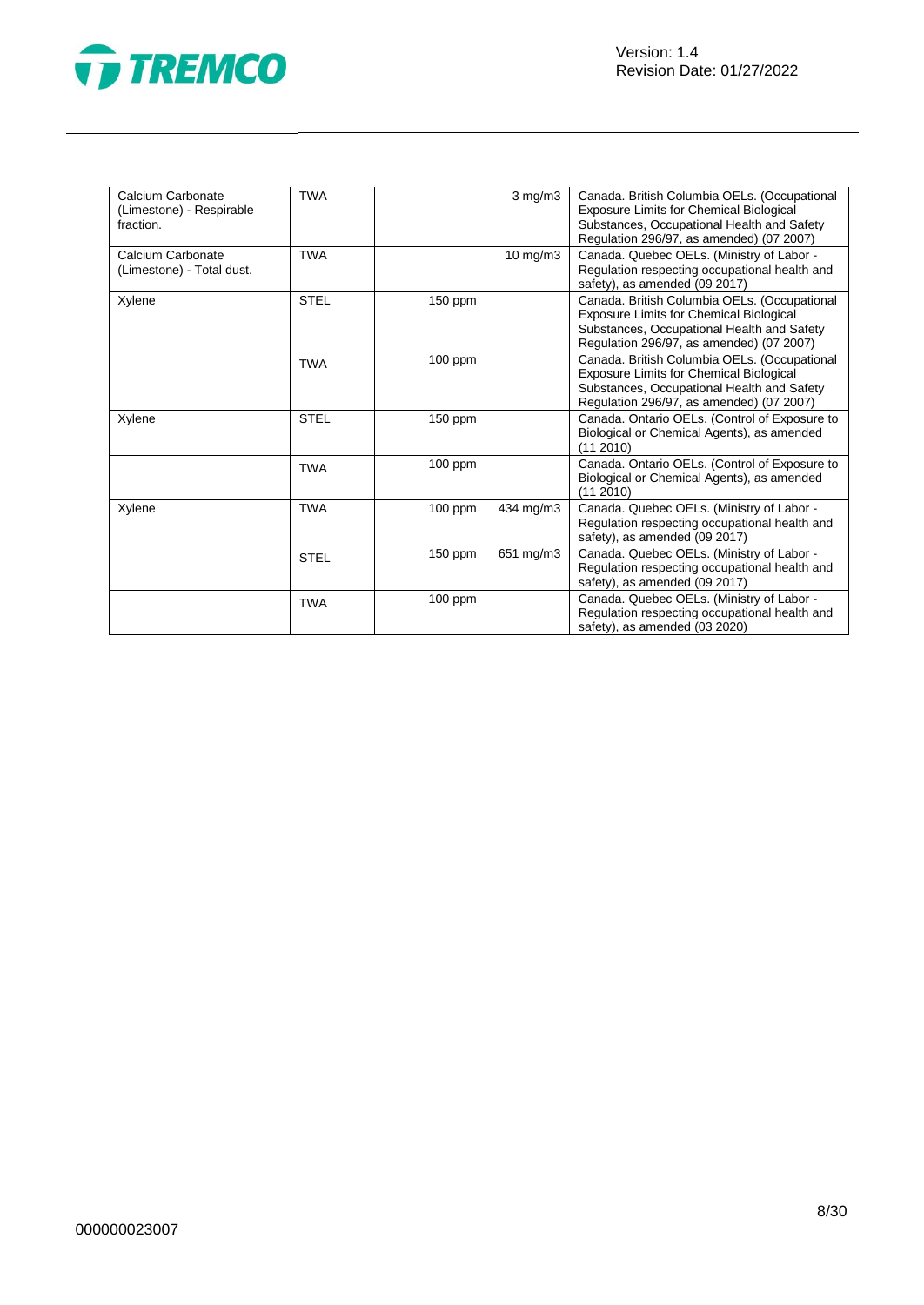| | | | | |
|---|---|---|---|---|
| Calcium Carbonate (Limestone) - Respirable fraction. | TWA | | 3 mg/m3 | Canada. British Columbia OELs. (Occupational Exposure Limits for Chemical Biological Substances, Occupational Health and Safety Regulation 296/97, as amended) (07 2007) |
| Calcium Carbonate (Limestone) - Total dust. | TWA | | 10 mg/m3 | Canada. Quebec OELs. (Ministry of Labor - Regulation respecting occupational health and safety), as amended (09 2017) |
| Xylene | STEL | 150 ppm | | Canada. British Columbia OELs. (Occupational Exposure Limits for Chemical Biological Substances, Occupational Health and Safety Regulation 296/97, as amended) (07 2007) |
| | TWA | 100 ppm | | Canada. British Columbia OELs. (Occupational Exposure Limits for Chemical Biological Substances, Occupational Health and Safety Regulation 296/97, as amended) (07 2007) |
| Xylene | STEL | 150 ppm | | Canada. Ontario OELs. (Control of Exposure to Biological or Chemical Agents), as amended (11 2010) |
| | TWA | 100 ppm | | Canada. Ontario OELs. (Control of Exposure to Biological or Chemical Agents), as amended (11 2010) |
| Xylene | TWA | 100 ppm | 434 mg/m3 | Canada. Quebec OELs. (Ministry of Labor - Regulation respecting occupational health and safety), as amended (09 2017) |
| | STEL | 150 ppm | 651 mg/m3 | Canada. Quebec OELs. (Ministry of Labor - Regulation respecting occupational health and safety), as amended (09 2017) |
| | TWA | 100 ppm | | Canada. Quebec OELs. (Ministry of Labor - Regulation respecting occupational health and safety), as amended (03 2020) |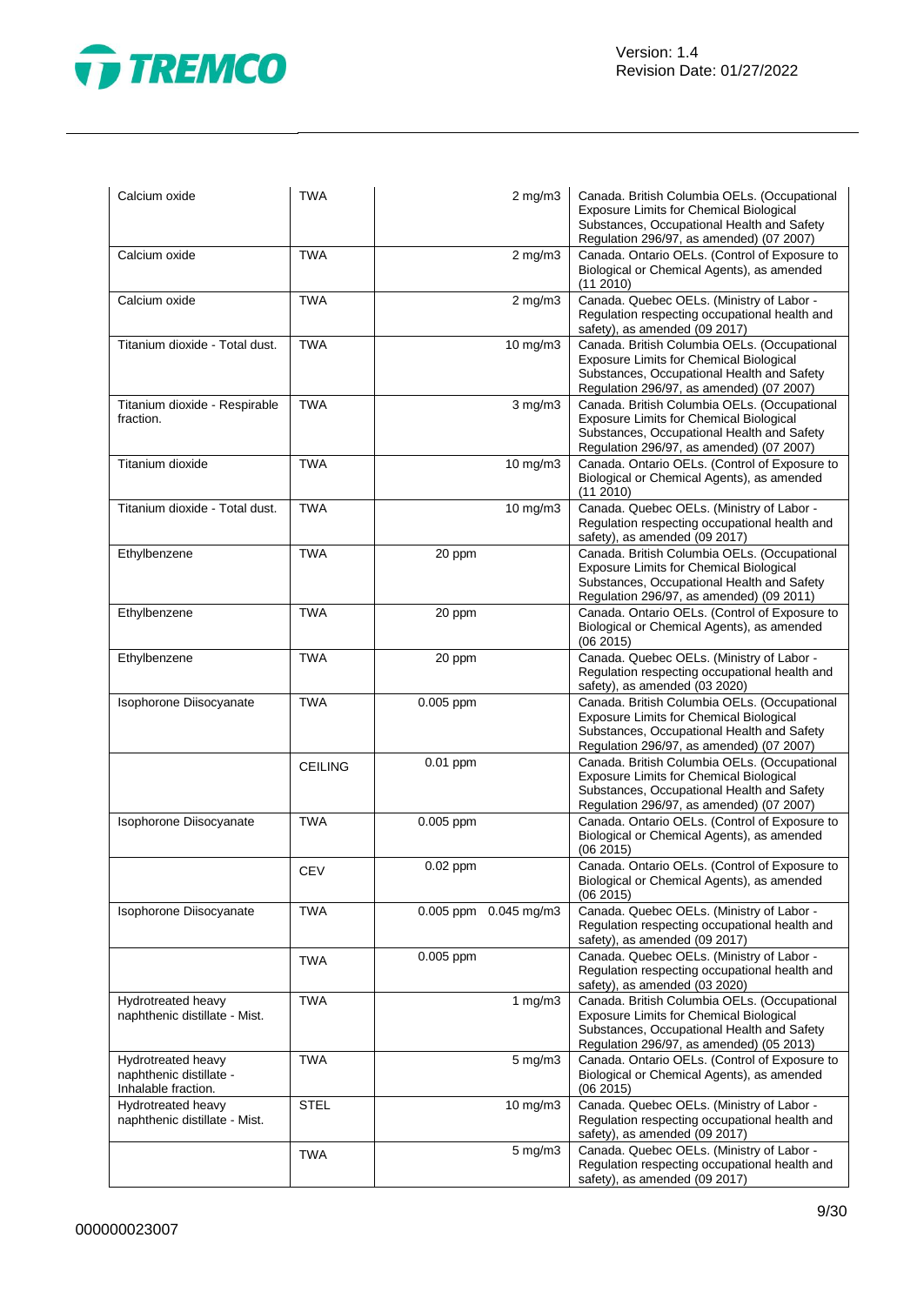| | | | | |
|---|---|---|---|---|
| Calcium oxide | TWA | | 2 mg/m3 | Canada. British Columbia OELs. (Occupational Exposure Limits for Chemical Biological Substances, Occupational Health and Safety Regulation 296/97, as amended) (07 2007) |
| Calcium oxide | TWA | | 2 mg/m3 | Canada. Ontario OELs. (Control of Exposure to Biological or Chemical Agents), as amended (11 2010) |
| Calcium oxide | TWA | | 2 mg/m3 | Canada. Quebec OELs. (Ministry of Labor - Regulation respecting occupational health and safety), as amended (09 2017) |
| Titanium dioxide - Total dust. | TWA | | 10 mg/m3 | Canada. British Columbia OELs. (Occupational Exposure Limits for Chemical Biological Substances, Occupational Health and Safety Regulation 296/97, as amended) (07 2007) |
| Titanium dioxide - Respirable fraction. | TWA | | 3 mg/m3 | Canada. British Columbia OELs. (Occupational Exposure Limits for Chemical Biological Substances, Occupational Health and Safety Regulation 296/97, as amended) (07 2007) |
| Titanium dioxide | TWA | | 10 mg/m3 | Canada. Ontario OELs. (Control of Exposure to Biological or Chemical Agents), as amended (11 2010) |
| Titanium dioxide - Total dust. | TWA | | 10 mg/m3 | Canada. Quebec OELs. (Ministry of Labor - Regulation respecting occupational health and safety), as amended (09 2017) |
| Ethylbenzene | TWA | 20 ppm | | Canada. British Columbia OELs. (Occupational Exposure Limits for Chemical Biological Substances, Occupational Health and Safety Regulation 296/97, as amended) (09 2011) |
| Ethylbenzene | TWA | 20 ppm | | Canada. Ontario OELs. (Control of Exposure to Biological or Chemical Agents), as amended (06 2015) |
| Ethylbenzene | TWA | 20 ppm | | Canada. Quebec OELs. (Ministry of Labor - Regulation respecting occupational health and safety), as amended (03 2020) |
| Isophorone Diisocyanate | TWA | 0.005 ppm | | Canada. British Columbia OELs. (Occupational Exposure Limits for Chemical Biological Substances, Occupational Health and Safety Regulation 296/97, as amended) (07 2007) |
| | CEILING | 0.01 ppm | | Canada. British Columbia OELs. (Occupational Exposure Limits for Chemical Biological Substances, Occupational Health and Safety Regulation 296/97, as amended) (07 2007) |
| Isophorone Diisocyanate | TWA | 0.005 ppm | | Canada. Ontario OELs. (Control of Exposure to Biological or Chemical Agents), as amended (06 2015) |
| | CEV | 0.02 ppm | | Canada. Ontario OELs. (Control of Exposure to Biological or Chemical Agents), as amended (06 2015) |
| Isophorone Diisocyanate | TWA | 0.005 ppm | 0.045 mg/m3 | Canada. Quebec OELs. (Ministry of Labor - Regulation respecting occupational health and safety), as amended (09 2017) |
| | TWA | 0.005 ppm | | Canada. Quebec OELs. (Ministry of Labor - Regulation respecting occupational health and safety), as amended (03 2020) |
| Hydrotreated heavy naphthenic distillate - Mist. | TWA | | 1 mg/m3 | Canada. British Columbia OELs. (Occupational Exposure Limits for Chemical Biological Substances, Occupational Health and Safety Regulation 296/97, as amended) (05 2013) |
| Hydrotreated heavy naphthenic distillate - Inhalable fraction. | TWA | | 5 mg/m3 | Canada. Ontario OELs. (Control of Exposure to Biological or Chemical Agents), as amended (06 2015) |
| Hydrotreated heavy naphthenic distillate - Mist. | STEL | | 10 mg/m3 | Canada. Quebec OELs. (Ministry of Labor - Regulation respecting occupational health and safety), as amended (09 2017) |
| | TWA | | 5 mg/m3 | Canada. Quebec OELs. (Ministry of Labor - Regulation respecting occupational health and safety), as amended (09 2017) |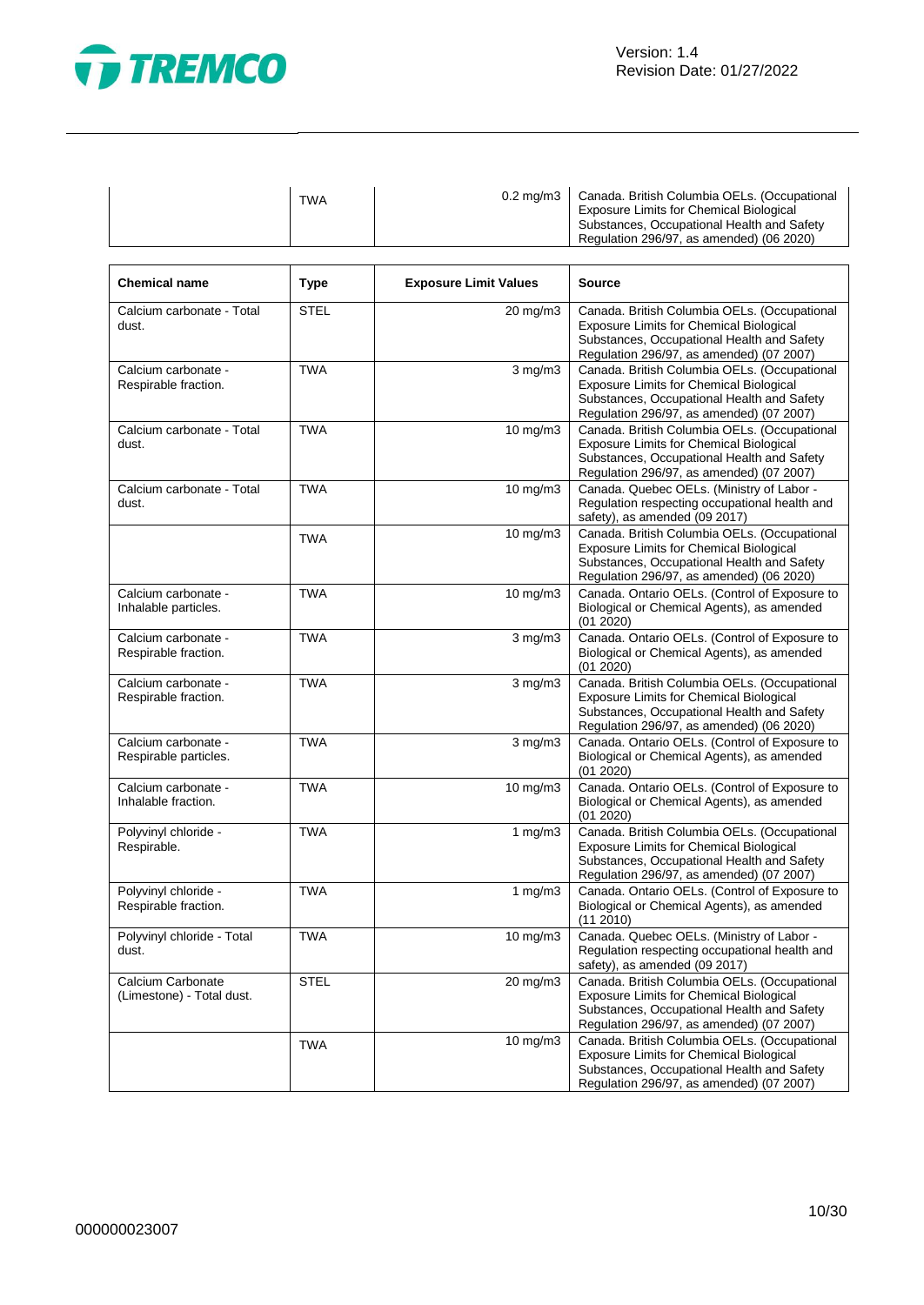| | TWA | 0.2 mg/m3 | Canada. British Columbia OELs. (Occupational Exposure Limits for Chemical Biological Substances, Occupational Health and Safety Regulation 296/97, as amended) (06 2020) |
|---|---|---|---|

| Chemical name | Type | Exposure Limit Values | Source |
|---|---|---|---|
| Calcium carbonate - Total dust. | STEL | 20 mg/m3 | Canada. British Columbia OELs. (Occupational Exposure Limits for Chemical Biological Substances, Occupational Health and Safety Regulation 296/97, as amended) (07 2007) |
| Calcium carbonate - Respirable fraction. | TWA | 3 mg/m3 | Canada. British Columbia OELs. (Occupational Exposure Limits for Chemical Biological Substances, Occupational Health and Safety Regulation 296/97, as amended) (07 2007) |
| Calcium carbonate - Total dust. | TWA | 10 mg/m3 | Canada. British Columbia OELs. (Occupational Exposure Limits for Chemical Biological Substances, Occupational Health and Safety Regulation 296/97, as amended) (07 2007) |
| Calcium carbonate - Total dust. | TWA | 10 mg/m3 | Canada. Quebec OELs. (Ministry of Labor - Regulation respecting occupational health and safety), as amended (09 2017) |
| | TWA | 10 mg/m3 | Canada. British Columbia OELs. (Occupational Exposure Limits for Chemical Biological Substances, Occupational Health and Safety Regulation 296/97, as amended) (06 2020) |
| Calcium carbonate - Inhalable particles. | TWA | 10 mg/m3 | Canada. Ontario OELs. (Control of Exposure to Biological or Chemical Agents), as amended (01 2020) |
| Calcium carbonate - Respirable fraction. | TWA | 3 mg/m3 | Canada. Ontario OELs. (Control of Exposure to Biological or Chemical Agents), as amended (01 2020) |
| Calcium carbonate - Respirable fraction. | TWA | 3 mg/m3 | Canada. British Columbia OELs. (Occupational Exposure Limits for Chemical Biological Substances, Occupational Health and Safety Regulation 296/97, as amended) (06 2020) |
| Calcium carbonate - Respirable particles. | TWA | 3 mg/m3 | Canada. Ontario OELs. (Control of Exposure to Biological or Chemical Agents), as amended (01 2020) |
| Calcium carbonate - Inhalable fraction. | TWA | 10 mg/m3 | Canada. Ontario OELs. (Control of Exposure to Biological or Chemical Agents), as amended (01 2020) |
| Polyvinyl chloride - Respirable. | TWA | 1 mg/m3 | Canada. British Columbia OELs. (Occupational Exposure Limits for Chemical Biological Substances, Occupational Health and Safety Regulation 296/97, as amended) (07 2007) |
| Polyvinyl chloride - Respirable fraction. | TWA | 1 mg/m3 | Canada. Ontario OELs. (Control of Exposure to Biological or Chemical Agents), as amended (11 2010) |
| Polyvinyl chloride - Total dust. | TWA | 10 mg/m3 | Canada. Quebec OELs. (Ministry of Labor - Regulation respecting occupational health and safety), as amended (09 2017) |
| Calcium Carbonate (Limestone) - Total dust. | STEL | 20 mg/m3 | Canada. British Columbia OELs. (Occupational Exposure Limits for Chemical Biological Substances, Occupational Health and Safety Regulation 296/97, as amended) (07 2007) |
| | TWA | 10 mg/m3 | Canada. British Columbia OELs. (Occupational Exposure Limits for Chemical Biological Substances, Occupational Health and Safety Regulation 296/97, as amended) (07 2007) |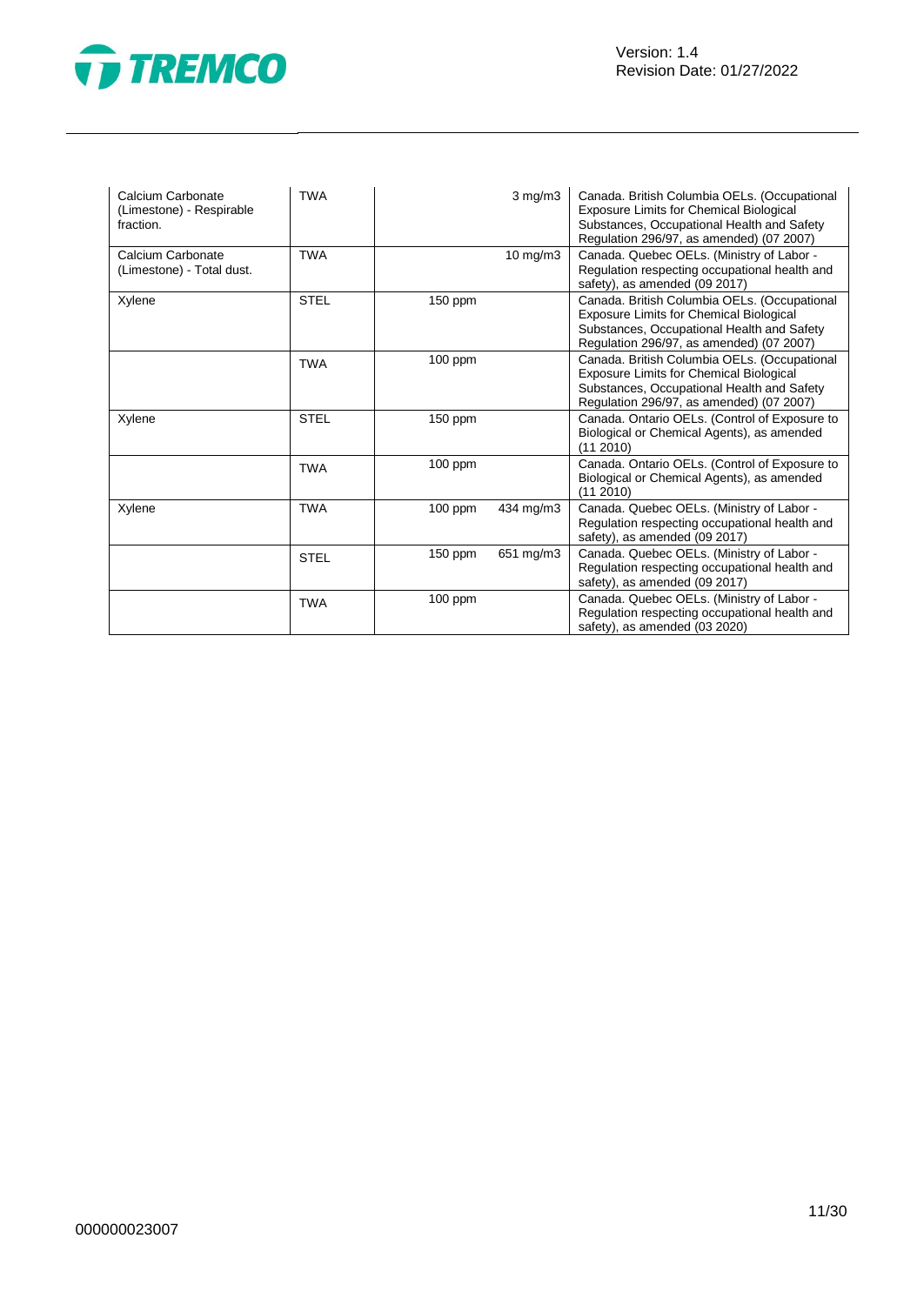| | | | | |
|---|---|---|---|---|
| Calcium Carbonate (Limestone) - Respirable fraction. | TWA | | 3 mg/m3 | Canada. British Columbia OELs. (Occupational Exposure Limits for Chemical Biological Substances, Occupational Health and Safety Regulation 296/97, as amended) (07 2007) |
| Calcium Carbonate (Limestone) - Total dust. | TWA | | 10 mg/m3 | Canada. Quebec OELs. (Ministry of Labor - Regulation respecting occupational health and safety), as amended (09 2017) |
| Xylene | STEL | 150 ppm | | Canada. British Columbia OELs. (Occupational Exposure Limits for Chemical Biological Substances, Occupational Health and Safety Regulation 296/97, as amended) (07 2007) |
| | TWA | 100 ppm | | Canada. British Columbia OELs. (Occupational Exposure Limits for Chemical Biological Substances, Occupational Health and Safety Regulation 296/97, as amended) (07 2007) |
| Xylene | STEL | 150 ppm | | Canada. Ontario OELs. (Control of Exposure to Biological or Chemical Agents), as amended (11 2010) |
| | TWA | 100 ppm | | Canada. Ontario OELs. (Control of Exposure to Biological or Chemical Agents), as amended (11 2010) |
| Xylene | TWA | 100 ppm | 434 mg/m3 | Canada. Quebec OELs. (Ministry of Labor - Regulation respecting occupational health and safety), as amended (09 2017) |
| | STEL | 150 ppm | 651 mg/m3 | Canada. Quebec OELs. (Ministry of Labor - Regulation respecting occupational health and safety), as amended (09 2017) |
| | TWA | 100 ppm | | Canada. Quebec OELs. (Ministry of Labor - Regulation respecting occupational health and safety), as amended (03 2020) |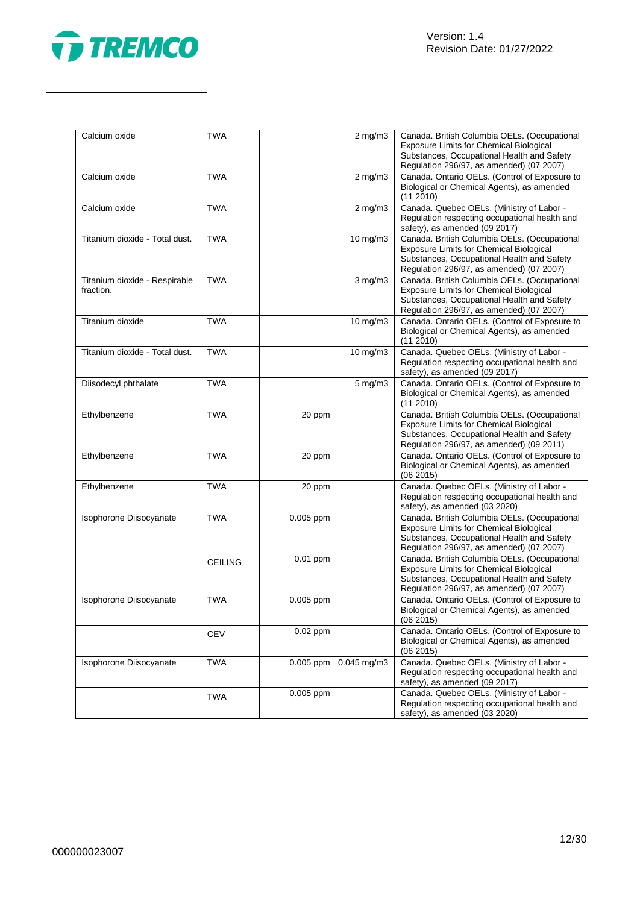| | | | | |
|---|---|---|---|---|
| Calcium oxide | TWA | | 2 mg/m3 | Canada. British Columbia OELs. (Occupational Exposure Limits for Chemical Biological Substances, Occupational Health and Safety Regulation 296/97, as amended) (07 2007) |
| Calcium oxide | TWA | | 2 mg/m3 | Canada. Ontario OELs. (Control of Exposure to Biological or Chemical Agents), as amended (11 2010) |
| Calcium oxide | TWA | | 2 mg/m3 | Canada. Quebec OELs. (Ministry of Labor - Regulation respecting occupational health and safety), as amended (09 2017) |
| Titanium dioxide - Total dust. | TWA | | 10 mg/m3 | Canada. British Columbia OELs. (Occupational Exposure Limits for Chemical Biological Substances, Occupational Health and Safety Regulation 296/97, as amended) (07 2007) |
| Titanium dioxide - Respirable fraction. | TWA | | 3 mg/m3 | Canada. British Columbia OELs. (Occupational Exposure Limits for Chemical Biological Substances, Occupational Health and Safety Regulation 296/97, as amended) (07 2007) |
| Titanium dioxide | TWA | | 10 mg/m3 | Canada. Ontario OELs. (Control of Exposure to Biological or Chemical Agents), as amended (11 2010) |
| Titanium dioxide - Total dust. | TWA | | 10 mg/m3 | Canada. Quebec OELs. (Ministry of Labor - Regulation respecting occupational health and safety), as amended (09 2017) |
| Diisodecyl phthalate | TWA | | 5 mg/m3 | Canada. Ontario OELs. (Control of Exposure to Biological or Chemical Agents), as amended (11 2010) |
| Ethylbenzene | TWA | 20 ppm | | Canada. British Columbia OELs. (Occupational Exposure Limits for Chemical Biological Substances, Occupational Health and Safety Regulation 296/97, as amended) (09 2011) |
| Ethylbenzene | TWA | 20 ppm | | Canada. Ontario OELs. (Control of Exposure to Biological or Chemical Agents), as amended (06 2015) |
| Ethylbenzene | TWA | 20 ppm | | Canada. Quebec OELs. (Ministry of Labor - Regulation respecting occupational health and safety), as amended (03 2020) |
| Isophorone Diisocyanate | TWA | 0.005 ppm | | Canada. British Columbia OELs. (Occupational Exposure Limits for Chemical Biological Substances, Occupational Health and Safety Regulation 296/97, as amended) (07 2007) |
| | CEILING | 0.01 ppm | | Canada. British Columbia OELs. (Occupational Exposure Limits for Chemical Biological Substances, Occupational Health and Safety Regulation 296/97, as amended) (07 2007) |
| Isophorone Diisocyanate | TWA | 0.005 ppm | | Canada. Ontario OELs. (Control of Exposure to Biological or Chemical Agents), as amended (06 2015) |
| | CEV | 0.02 ppm | | Canada. Ontario OELs. (Control of Exposure to Biological or Chemical Agents), as amended (06 2015) |
| Isophorone Diisocyanate | TWA | 0.005 ppm | 0.045 mg/m3 | Canada. Quebec OELs. (Ministry of Labor - Regulation respecting occupational health and safety), as amended (09 2017) |
| | TWA | 0.005 ppm | | Canada. Quebec OELs. (Ministry of Labor - Regulation respecting occupational health and safety), as amended (03 2020) |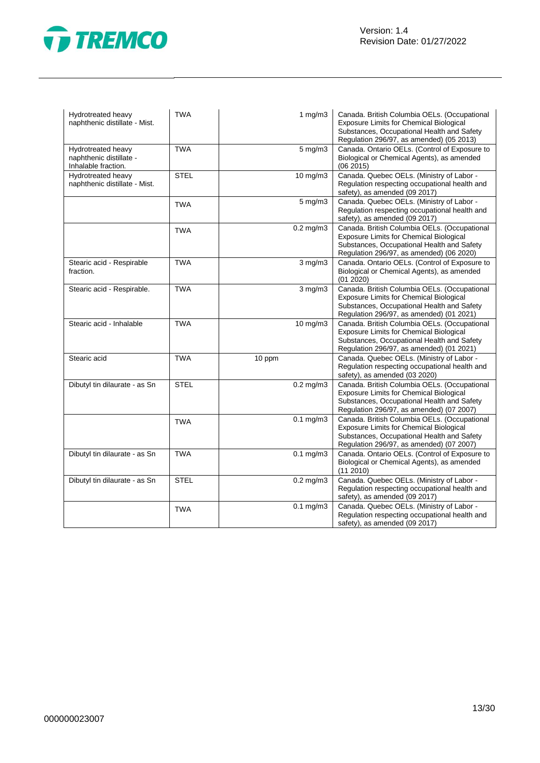| | | | |
|---|---|---|---|
| Hydrotreated heavy naphthenic distillate - Mist. | TWA | 1 mg/m3 | Canada. British Columbia OELs. (Occupational Exposure Limits for Chemical Biological Substances, Occupational Health and Safety Regulation 296/97, as amended) (05 2013) |
| Hydrotreated heavy naphthenic distillate - Inhalable fraction. | TWA | 5 mg/m3 | Canada. Ontario OELs. (Control of Exposure to Biological or Chemical Agents), as amended (06 2015) |
| Hydrotreated heavy naphthenic distillate - Mist. | STEL | 10 mg/m3 | Canada. Quebec OELs. (Ministry of Labor - Regulation respecting occupational health and safety), as amended (09 2017) |
| | TWA | 5 mg/m3 | Canada. Quebec OELs. (Ministry of Labor - Regulation respecting occupational health and safety), as amended (09 2017) |
| | TWA | 0.2 mg/m3 | Canada. British Columbia OELs. (Occupational Exposure Limits for Chemical Biological Substances, Occupational Health and Safety Regulation 296/97, as amended) (06 2020) |
| Stearic acid - Respirable fraction. | TWA | 3 mg/m3 | Canada. Ontario OELs. (Control of Exposure to Biological or Chemical Agents), as amended (01 2020) |
| Stearic acid - Respirable. | TWA | 3 mg/m3 | Canada. British Columbia OELs. (Occupational Exposure Limits for Chemical Biological Substances, Occupational Health and Safety Regulation 296/97, as amended) (01 2021) |
| Stearic acid - Inhalable | TWA | 10 mg/m3 | Canada. British Columbia OELs. (Occupational Exposure Limits for Chemical Biological Substances, Occupational Health and Safety Regulation 296/97, as amended) (01 2021) |
| Stearic acid | TWA | 10 ppm | Canada. Quebec OELs. (Ministry of Labor - Regulation respecting occupational health and safety), as amended (03 2020) |
| Dibutyl tin dilaurate - as Sn | STEL | 0.2 mg/m3 | Canada. British Columbia OELs. (Occupational Exposure Limits for Chemical Biological Substances, Occupational Health and Safety Regulation 296/97, as amended) (07 2007) |
| | TWA | 0.1 mg/m3 | Canada. British Columbia OELs. (Occupational Exposure Limits for Chemical Biological Substances, Occupational Health and Safety Regulation 296/97, as amended) (07 2007) |
| Dibutyl tin dilaurate - as Sn | TWA | 0.1 mg/m3 | Canada. Ontario OELs. (Control of Exposure to Biological or Chemical Agents), as amended (11 2010) |
| Dibutyl tin dilaurate - as Sn | STEL | 0.2 mg/m3 | Canada. Quebec OELs. (Ministry of Labor - Regulation respecting occupational health and safety), as amended (09 2017) |
| | TWA | 0.1 mg/m3 | Canada. Quebec OELs. (Ministry of Labor - Regulation respecting occupational health and safety), as amended (09 2017) |

000000023007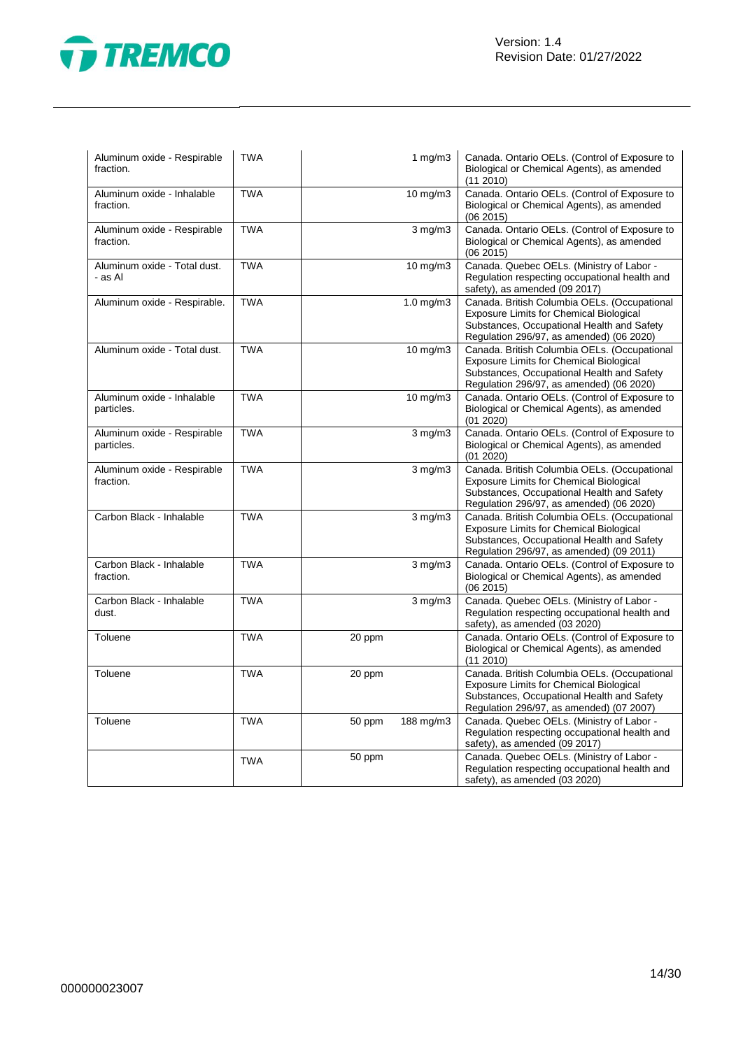| | | | | |
|---|---|---|---|---|
| Aluminum oxide - Respirable fraction. | TWA | | 1 mg/m3 | Canada. Ontario OELs. (Control of Exposure to Biological or Chemical Agents), as amended (11 2010) |
| Aluminum oxide - Inhalable fraction. | TWA | | 10 mg/m3 | Canada. Ontario OELs. (Control of Exposure to Biological or Chemical Agents), as amended (06 2015) |
| Aluminum oxide - Respirable fraction. | TWA | | 3 mg/m3 | Canada. Ontario OELs. (Control of Exposure to Biological or Chemical Agents), as amended (06 2015) |
| Aluminum oxide - Total dust. - as Al | TWA | | 10 mg/m3 | Canada. Quebec OELs. (Ministry of Labor - Regulation respecting occupational health and safety), as amended (09 2017) |
| Aluminum oxide - Respirable. | TWA | | 1.0 mg/m3 | Canada. British Columbia OELs. (Occupational Exposure Limits for Chemical Biological Substances, Occupational Health and Safety Regulation 296/97, as amended) (06 2020) |
| Aluminum oxide - Total dust. | TWA | | 10 mg/m3 | Canada. British Columbia OELs. (Occupational Exposure Limits for Chemical Biological Substances, Occupational Health and Safety Regulation 296/97, as amended) (06 2020) |
| Aluminum oxide - Inhalable particles. | TWA | | 10 mg/m3 | Canada. Ontario OELs. (Control of Exposure to Biological or Chemical Agents), as amended (01 2020) |
| Aluminum oxide - Respirable particles. | TWA | | 3 mg/m3 | Canada. Ontario OELs. (Control of Exposure to Biological or Chemical Agents), as amended (01 2020) |
| Aluminum oxide - Respirable fraction. | TWA | | 3 mg/m3 | Canada. British Columbia OELs. (Occupational Exposure Limits for Chemical Biological Substances, Occupational Health and Safety Regulation 296/97, as amended) (06 2020) |
| Carbon Black - Inhalable | TWA | | 3 mg/m3 | Canada. British Columbia OELs. (Occupational Exposure Limits for Chemical Biological Substances, Occupational Health and Safety Regulation 296/97, as amended) (09 2011) |
| Carbon Black - Inhalable fraction. | TWA | | 3 mg/m3 | Canada. Ontario OELs. (Control of Exposure to Biological or Chemical Agents), as amended (06 2015) |
| Carbon Black - Inhalable dust. | TWA | | 3 mg/m3 | Canada. Quebec OELs. (Ministry of Labor - Regulation respecting occupational health and safety), as amended (03 2020) |
| Toluene | TWA | 20 ppm | | Canada. Ontario OELs. (Control of Exposure to Biological or Chemical Agents), as amended (11 2010) |
| Toluene | TWA | 20 ppm | | Canada. British Columbia OELs. (Occupational Exposure Limits for Chemical Biological Substances, Occupational Health and Safety Regulation 296/97, as amended) (07 2007) |
| Toluene | TWA | 50 ppm | 188 mg/m3 | Canada. Quebec OELs. (Ministry of Labor - Regulation respecting occupational health and safety), as amended (09 2017) |
| | TWA | 50 ppm | | Canada. Quebec OELs. (Ministry of Labor - Regulation respecting occupational health and safety), as amended (03 2020) |

000000023007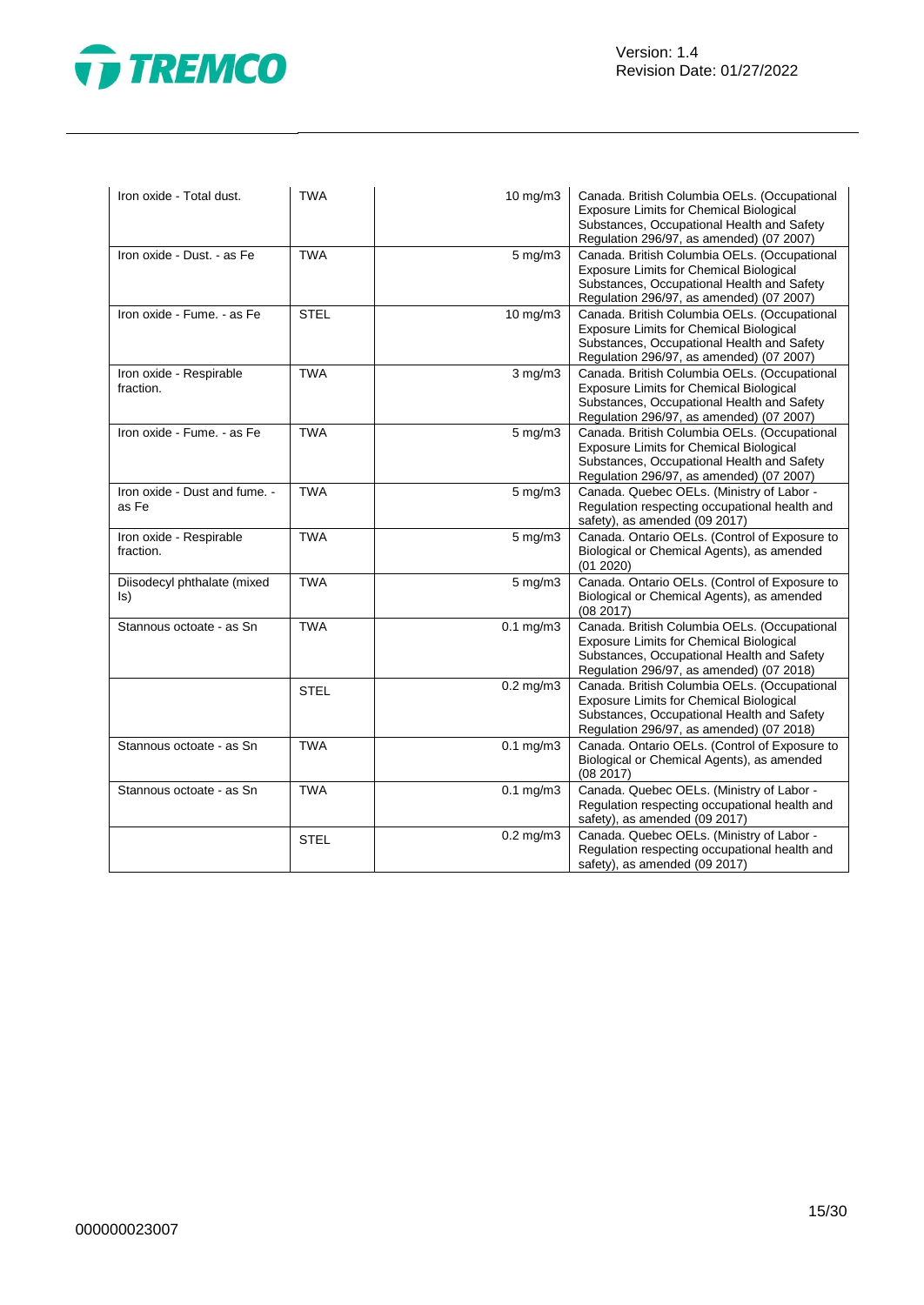| | | | |
|---|---|---|---|
| Iron oxide - Total dust. | TWA | 10 mg/m3 | Canada. British Columbia OELs. (Occupational Exposure Limits for Chemical Biological Substances, Occupational Health and Safety Regulation 296/97, as amended) (07 2007) |
| Iron oxide - Dust. - as Fe | TWA | 5 mg/m3 | Canada. British Columbia OELs. (Occupational Exposure Limits for Chemical Biological Substances, Occupational Health and Safety Regulation 296/97, as amended) (07 2007) |
| Iron oxide - Fume. - as Fe | STEL | 10 mg/m3 | Canada. British Columbia OELs. (Occupational Exposure Limits for Chemical Biological Substances, Occupational Health and Safety Regulation 296/97, as amended) (07 2007) |
| Iron oxide - Respirable fraction. | TWA | 3 mg/m3 | Canada. British Columbia OELs. (Occupational Exposure Limits for Chemical Biological Substances, Occupational Health and Safety Regulation 296/97, as amended) (07 2007) |
| Iron oxide - Fume. - as Fe | TWA | 5 mg/m3 | Canada. British Columbia OELs. (Occupational Exposure Limits for Chemical Biological Substances, Occupational Health and Safety Regulation 296/97, as amended) (07 2007) |
| Iron oxide - Dust and fume. - as Fe | TWA | 5 mg/m3 | Canada. Quebec OELs. (Ministry of Labor - Regulation respecting occupational health and safety), as amended (09 2017) |
| Iron oxide - Respirable fraction. | TWA | 5 mg/m3 | Canada. Ontario OELs. (Control of Exposure to Biological or Chemical Agents), as amended (01 2020) |
| Diisodecyl phthalate (mixed Is) | TWA | 5 mg/m3 | Canada. Ontario OELs. (Control of Exposure to Biological or Chemical Agents), as amended (08 2017) |
| Stannous octoate - as Sn | TWA | 0.1 mg/m3 | Canada. British Columbia OELs. (Occupational Exposure Limits for Chemical Biological Substances, Occupational Health and Safety Regulation 296/97, as amended) (07 2018) |
| | STEL | 0.2 mg/m3 | Canada. British Columbia OELs. (Occupational Exposure Limits for Chemical Biological Substances, Occupational Health and Safety Regulation 296/97, as amended) (07 2018) |
| Stannous octoate - as Sn | TWA | 0.1 mg/m3 | Canada. Ontario OELs. (Control of Exposure to Biological or Chemical Agents), as amended (08 2017) |
| Stannous octoate - as Sn | TWA | 0.1 mg/m3 | Canada. Quebec OELs. (Ministry of Labor - Regulation respecting occupational health and safety), as amended (09 2017) |
| | STEL | 0.2 mg/m3 | Canada. Quebec OELs. (Ministry of Labor - Regulation respecting occupational health and safety), as amended (09 2017) |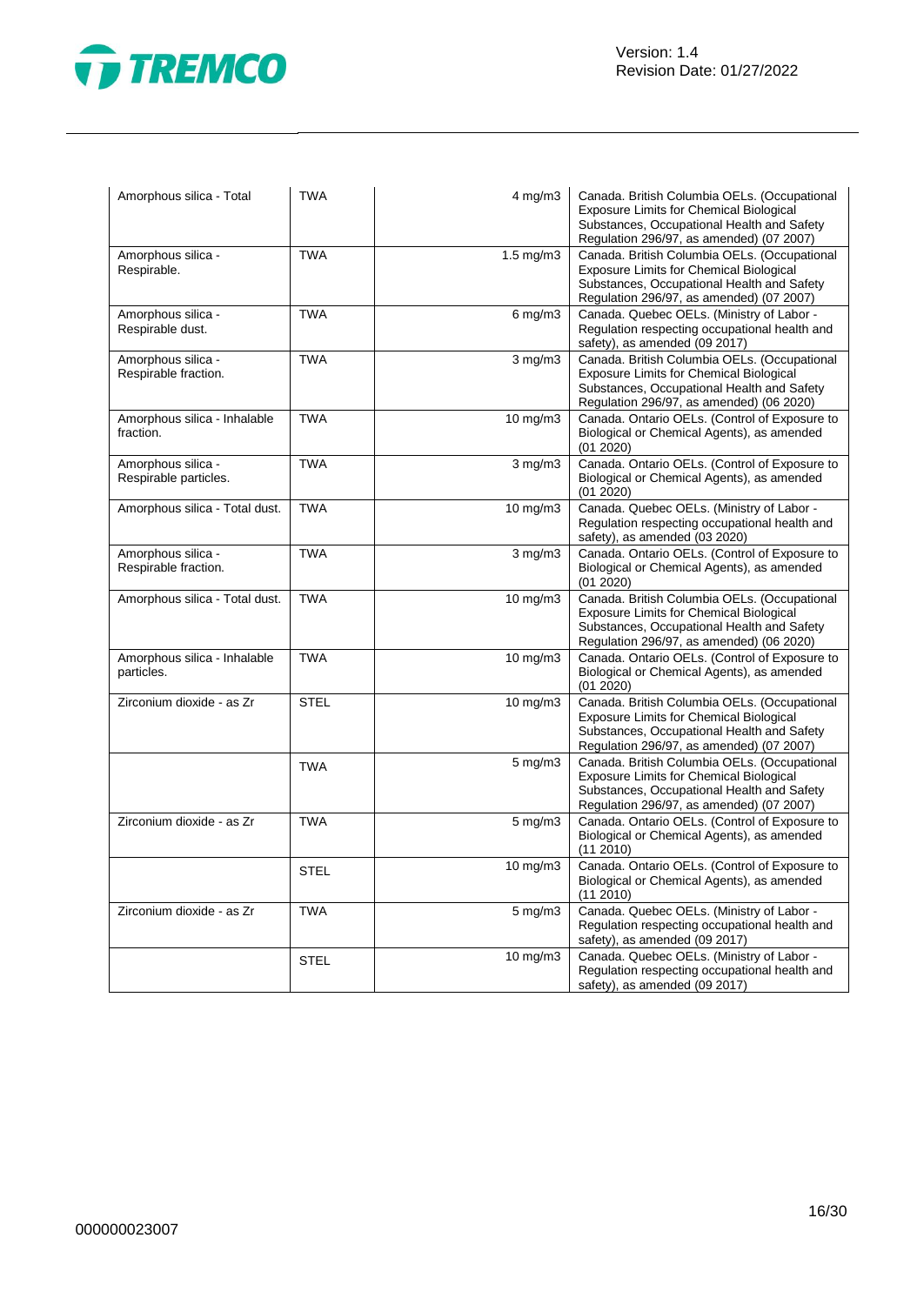| Amorphous silica - Total | TWA | 4 mg/m3 | Canada. British Columbia OELs. (Occupational Exposure Limits for Chemical Biological Substances, Occupational Health and Safety Regulation 296/97, as amended) (07 2007) |
|---|---|---|---|
| Amorphous silica - Respirable. | TWA | 1.5 mg/m3 | Canada. British Columbia OELs. (Occupational Exposure Limits for Chemical Biological Substances, Occupational Health and Safety Regulation 296/97, as amended) (07 2007) |
| Amorphous silica - Respirable dust. | TWA | 6 mg/m3 | Canada. Quebec OELs. (Ministry of Labor - Regulation respecting occupational health and safety), as amended (09 2017) |
| Amorphous silica - Respirable fraction. | TWA | 3 mg/m3 | Canada. British Columbia OELs. (Occupational Exposure Limits for Chemical Biological Substances, Occupational Health and Safety Regulation 296/97, as amended) (06 2020) |
| Amorphous silica - Inhalable fraction. | TWA | 10 mg/m3 | Canada. Ontario OELs. (Control of Exposure to Biological or Chemical Agents), as amended (01 2020) |
| Amorphous silica - Respirable particles. | TWA | 3 mg/m3 | Canada. Ontario OELs. (Control of Exposure to Biological or Chemical Agents), as amended (01 2020) |
| Amorphous silica - Total dust. | TWA | 10 mg/m3 | Canada. Quebec OELs. (Ministry of Labor - Regulation respecting occupational health and safety), as amended (03 2020) |
| Amorphous silica - Respirable fraction. | TWA | 3 mg/m3 | Canada. Ontario OELs. (Control of Exposure to Biological or Chemical Agents), as amended (01 2020) |
| Amorphous silica - Total dust. | TWA | 10 mg/m3 | Canada. British Columbia OELs. (Occupational Exposure Limits for Chemical Biological Substances, Occupational Health and Safety Regulation 296/97, as amended) (06 2020) |
| Amorphous silica - Inhalable particles. | TWA | 10 mg/m3 | Canada. Ontario OELs. (Control of Exposure to Biological or Chemical Agents), as amended (01 2020) |
| Zirconium dioxide - as Zr | STEL | 10 mg/m3 | Canada. British Columbia OELs. (Occupational Exposure Limits for Chemical Biological Substances, Occupational Health and Safety Regulation 296/97, as amended) (07 2007) |
| | TWA | 5 mg/m3 | Canada. British Columbia OELs. (Occupational Exposure Limits for Chemical Biological Substances, Occupational Health and Safety Regulation 296/97, as amended) (07 2007) |
| Zirconium dioxide - as Zr | TWA | 5 mg/m3 | Canada. Ontario OELs. (Control of Exposure to Biological or Chemical Agents), as amended (11 2010) |
| | STEL | 10 mg/m3 | Canada. Ontario OELs. (Control of Exposure to Biological or Chemical Agents), as amended (11 2010) |
| Zirconium dioxide - as Zr | TWA | 5 mg/m3 | Canada. Quebec OELs. (Ministry of Labor - Regulation respecting occupational health and safety), as amended (09 2017) |
| | STEL | 10 mg/m3 | Canada. Quebec OELs. (Ministry of Labor - Regulation respecting occupational health and safety), as amended (09 2017) |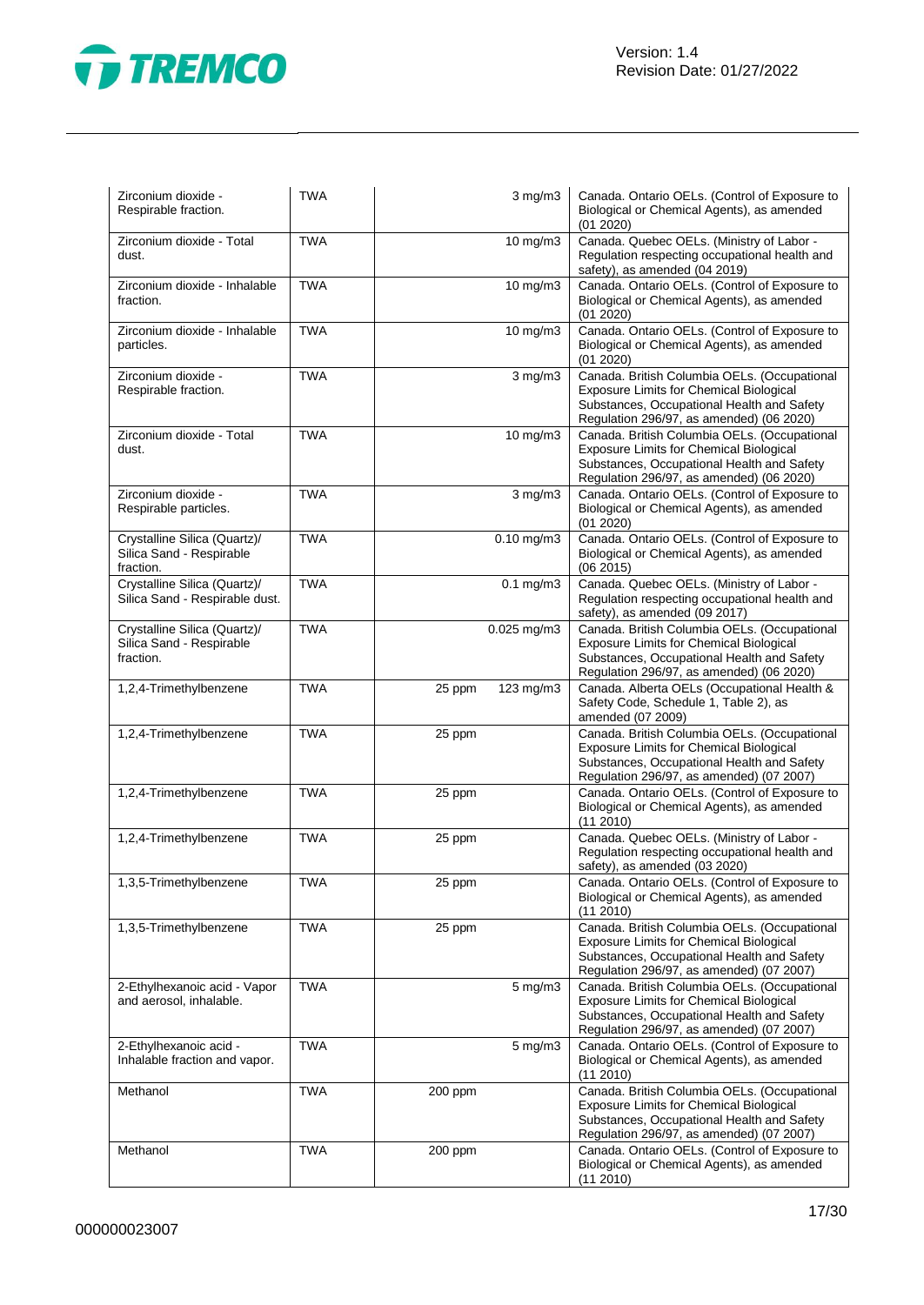| | | | | |
|---|---|---|---|---|
| Zirconium dioxide - Respirable fraction. | TWA | | 3 mg/m3 | Canada. Ontario OELs. (Control of Exposure to Biological or Chemical Agents), as amended (01 2020) |
| Zirconium dioxide - Total dust. | TWA | | 10 mg/m3 | Canada. Quebec OELs. (Ministry of Labor - Regulation respecting occupational health and safety), as amended (04 2019) |
| Zirconium dioxide - Inhalable fraction. | TWA | | 10 mg/m3 | Canada. Ontario OELs. (Control of Exposure to Biological or Chemical Agents), as amended (01 2020) |
| Zirconium dioxide - Inhalable particles. | TWA | | 10 mg/m3 | Canada. Ontario OELs. (Control of Exposure to Biological or Chemical Agents), as amended (01 2020) |
| Zirconium dioxide - Respirable fraction. | TWA | | 3 mg/m3 | Canada. British Columbia OELs. (Occupational Exposure Limits for Chemical Biological Substances, Occupational Health and Safety Regulation 296/97, as amended) (06 2020) |
| Zirconium dioxide - Total dust. | TWA | | 10 mg/m3 | Canada. British Columbia OELs. (Occupational Exposure Limits for Chemical Biological Substances, Occupational Health and Safety Regulation 296/97, as amended) (06 2020) |
| Zirconium dioxide - Respirable particles. | TWA | | 3 mg/m3 | Canada. Ontario OELs. (Control of Exposure to Biological or Chemical Agents), as amended (01 2020) |
| Crystalline Silica (Quartz)/ Silica Sand - Respirable fraction. | TWA | | 0.10 mg/m3 | Canada. Ontario OELs. (Control of Exposure to Biological or Chemical Agents), as amended (06 2015) |
| Crystalline Silica (Quartz)/ Silica Sand - Respirable dust. | TWA | | 0.1 mg/m3 | Canada. Quebec OELs. (Ministry of Labor - Regulation respecting occupational health and safety), as amended (09 2017) |
| Crystalline Silica (Quartz)/ Silica Sand - Respirable fraction. | TWA | | 0.025 mg/m3 | Canada. British Columbia OELs. (Occupational Exposure Limits for Chemical Biological Substances, Occupational Health and Safety Regulation 296/97, as amended) (06 2020) |
| 1,2,4-Trimethylbenzene | TWA | 25 ppm | 123 mg/m3 | Canada. Alberta OELs (Occupational Health & Safety Code, Schedule 1, Table 2), as amended (07 2009) |
| 1,2,4-Trimethylbenzene | TWA | 25 ppm | | Canada. British Columbia OELs. (Occupational Exposure Limits for Chemical Biological Substances, Occupational Health and Safety Regulation 296/97, as amended) (07 2007) |
| 1,2,4-Trimethylbenzene | TWA | 25 ppm | | Canada. Ontario OELs. (Control of Exposure to Biological or Chemical Agents), as amended (11 2010) |
| 1,2,4-Trimethylbenzene | TWA | 25 ppm | | Canada. Quebec OELs. (Ministry of Labor - Regulation respecting occupational health and safety), as amended (03 2020) |
| 1,3,5-Trimethylbenzene | TWA | 25 ppm | | Canada. Ontario OELs. (Control of Exposure to Biological or Chemical Agents), as amended (11 2010) |
| 1,3,5-Trimethylbenzene | TWA | 25 ppm | | Canada. British Columbia OELs. (Occupational Exposure Limits for Chemical Biological Substances, Occupational Health and Safety Regulation 296/97, as amended) (07 2007) |
| 2-Ethylhexanoic acid - Vapor and aerosol, inhalable. | TWA | | 5 mg/m3 | Canada. British Columbia OELs. (Occupational Exposure Limits for Chemical Biological Substances, Occupational Health and Safety Regulation 296/97, as amended) (07 2007) |
| 2-Ethylhexanoic acid - Inhalable fraction and vapor. | TWA | | 5 mg/m3 | Canada. Ontario OELs. (Control of Exposure to Biological or Chemical Agents), as amended (11 2010) |
| Methanol | TWA | 200 ppm | | Canada. British Columbia OELs. (Occupational Exposure Limits for Chemical Biological Substances, Occupational Health and Safety Regulation 296/97, as amended) (07 2007) |
| Methanol | TWA | 200 ppm | | Canada. Ontario OELs. (Control of Exposure to Biological or Chemical Agents), as amended (11 2010) |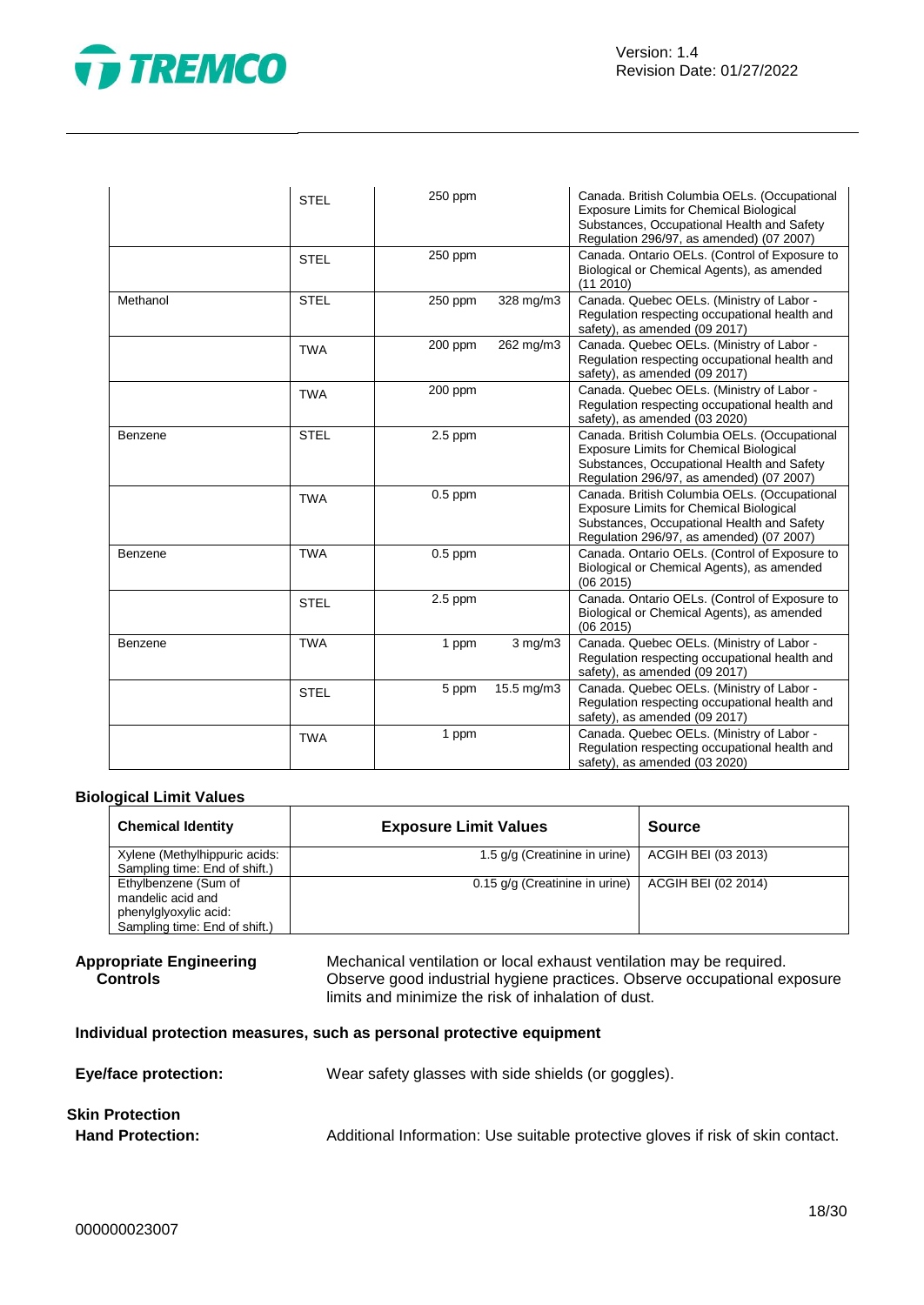| | | | | |
|---|---|---|---|---|
| | STEL | 250 ppm | | Canada. British Columbia OELs. (Occupational Exposure Limits for Chemical Biological Substances, Occupational Health and Safety Regulation 296/97, as amended) (07 2007) |
| | STEL | 250 ppm | | Canada. Ontario OELs. (Control of Exposure to Biological or Chemical Agents), as amended (11 2010) |
| Methanol | STEL | 250 ppm | 328 mg/m3 | Canada. Quebec OELs. (Ministry of Labor - Regulation respecting occupational health and safety), as amended (09 2017) |
| | TWA | 200 ppm | 262 mg/m3 | Canada. Quebec OELs. (Ministry of Labor - Regulation respecting occupational health and safety), as amended (09 2017) |
| | TWA | 200 ppm | | Canada. Quebec OELs. (Ministry of Labor - Regulation respecting occupational health and safety), as amended (03 2020) |
| Benzene | STEL | 2.5 ppm | | Canada. British Columbia OELs. (Occupational Exposure Limits for Chemical Biological Substances, Occupational Health and Safety Regulation 296/97, as amended) (07 2007) |
| | TWA | 0.5 ppm | | Canada. British Columbia OELs. (Occupational Exposure Limits for Chemical Biological Substances, Occupational Health and Safety Regulation 296/97, as amended) (07 2007) |
| Benzene | TWA | 0.5 ppm | | Canada. Ontario OELs. (Control of Exposure to Biological or Chemical Agents), as amended (06 2015) |
| | STEL | 2.5 ppm | | Canada. Ontario OELs. (Control of Exposure to Biological or Chemical Agents), as amended (06 2015) |
| Benzene | TWA | 1 ppm | 3 mg/m3 | Canada. Quebec OELs. (Ministry of Labor - Regulation respecting occupational health and safety), as amended (09 2017) |
| | STEL | 5 ppm | 15.5 mg/m3 | Canada. Quebec OELs. (Ministry of Labor - Regulation respecting occupational health and safety), as amended (09 2017) |
| | TWA | 1 ppm | | Canada. Quebec OELs. (Ministry of Labor - Regulation respecting occupational health and safety), as amended (03 2020) |

**Biological Limit Values**

| Chemical Identity | Exposure Limit Values | Source |
|---|---|---|
| Xylene (Methylhippuric acids: Sampling time: End of shift.) | 1.5 g/g (Creatinine in urine) | ACGIH BEI (03 2013) |
| Ethylbenzene (Sum of mandelic acid and phenylglyoxylic acid: Sampling time: End of shift.) | 0.15 g/g (Creatinine in urine) | ACGIH BEI (02 2014) |

**Appropriate Engineering Controls**

Mechanical ventilation or local exhaust ventilation may be required. Observe good industrial hygiene practices. Observe occupational exposure limits and minimize the risk of inhalation of dust.

**Individual protection measures, such as personal protective equipment**

**Eye/face protection:** Wear safety glasses with side shields (or goggles).

**Skin Protection**

**Hand Protection:** Additional Information: Use suitable protective gloves if risk of skin contact.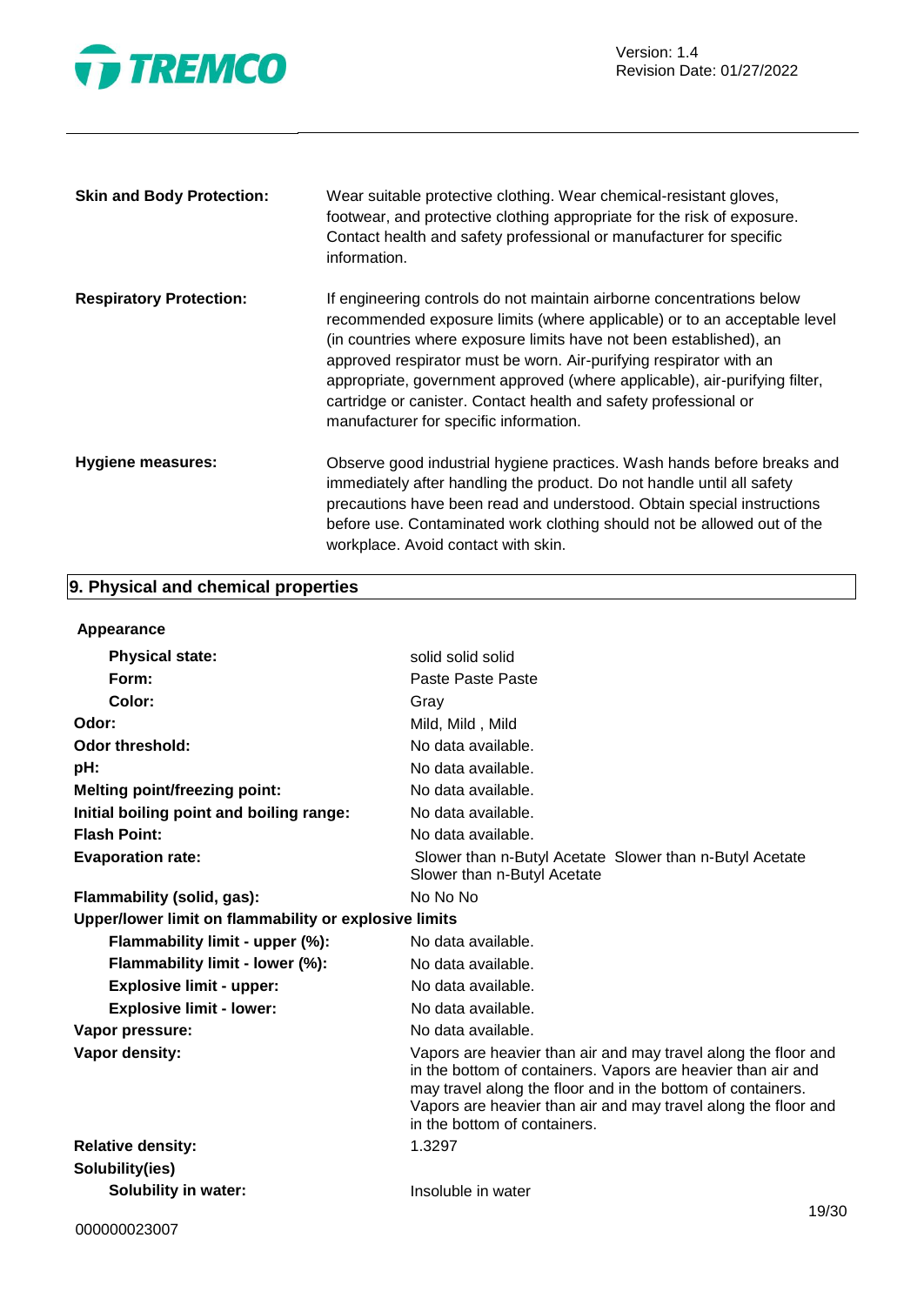| | |
|---|---|
| **Skin and Body Protection:** | Wear suitable protective clothing. Wear chemical-resistant gloves, footwear, and protective clothing appropriate for the risk of exposure. Contact health and safety professional or manufacturer for specific information. |
| **Respiratory Protection:** | If engineering controls do not maintain airborne concentrations below recommended exposure limits (where applicable) or to an acceptable level (in countries where exposure limits have not been established), an approved respirator must be worn. Air-purifying respirator with an appropriate, government approved (where applicable), air-purifying filter, cartridge or canister. Contact health and safety professional or manufacturer for specific information. |
| **Hygiene measures:** | Observe good industrial hygiene practices. Wash hands before breaks and immediately after handling the product. Do not handle until all safety precautions have been read and understood. Obtain special instructions before use. Contaminated work clothing should not be allowed out of the workplace. Avoid contact with skin. |

## 9. Physical and chemical properties

**Appearance**

| | |
|---|---|
| **Physical state:** | solid solid solid |
| **Form:** | Paste Paste Paste |
| **Color:** | Gray |
| **Odor:** | Mild, Mild , Mild |
| **Odor threshold:** | No data available. |
| **pH:** | No data available. |
| **Melting point/freezing point:** | No data available. |
| **Initial boiling point and boiling range:** | No data available. |
| **Flash Point:** | No data available. |
| **Evaporation rate:** | Slower than n-Butyl Acetate Slower than n-Butyl Acetate Slower than n-Butyl Acetate |
| **Flammability (solid, gas):** | No No No |
| **Upper/lower limit on flammability or explosive limits** | |
| **Flammability limit - upper (%):** | No data available. |
| **Flammability limit - lower (%):** | No data available. |
| **Explosive limit - upper:** | No data available. |
| **Explosive limit - lower:** | No data available. |
| **Vapor pressure:** | No data available. |
| **Vapor density:** | Vapors are heavier than air and may travel along the floor and in the bottom of containers. Vapors are heavier than air and may travel along the floor and in the bottom of containers. Vapors are heavier than air and may travel along the floor and in the bottom of containers. |
| **Relative density:** | 1.3297 |
| **Solubility(ies)** | |
| **Solubility in water:** | Insoluble in water |

000000023007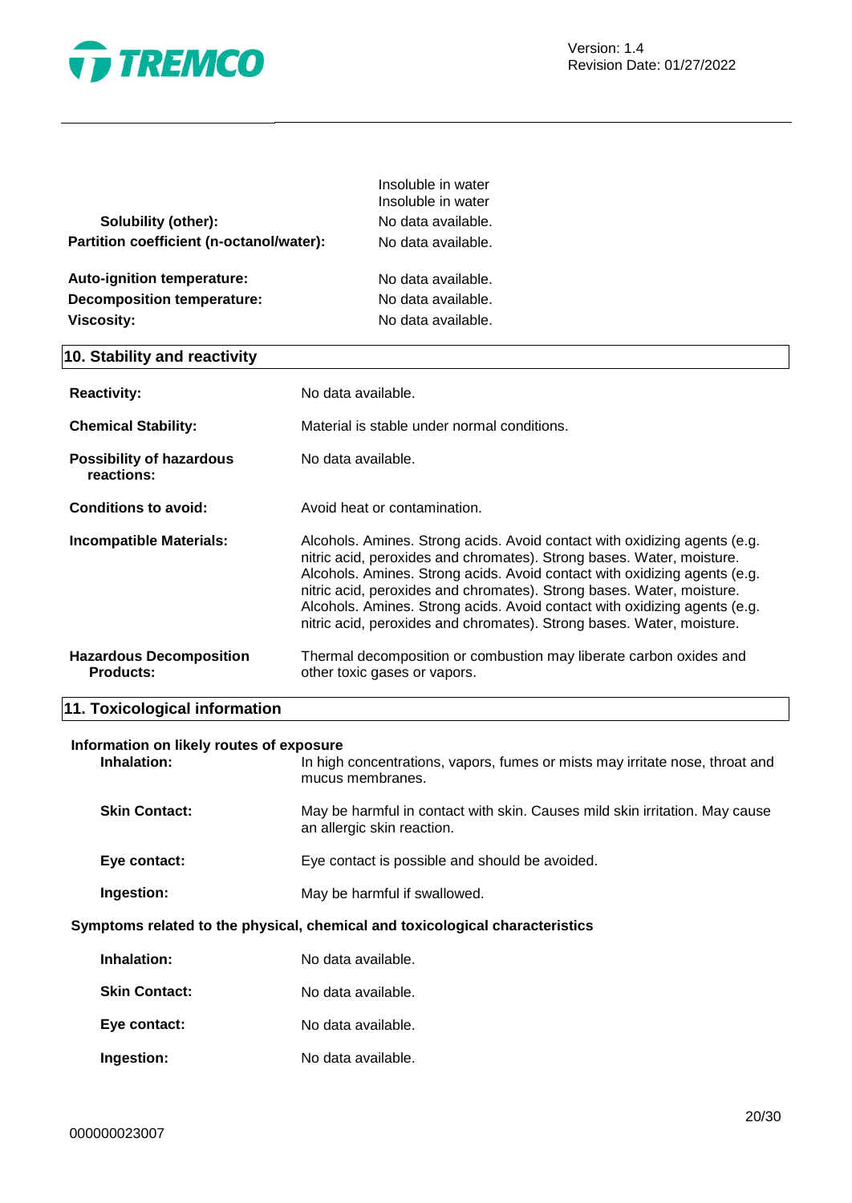| | |
|---|---|
| | Insoluble in water |
| | Insoluble in water |
| **Solubility (other):** | No data available. |
| **Partition coefficient (n-octanol/water):** | No data available. |
| **Auto-ignition temperature:** | No data available. |
| **Decomposition temperature:** | No data available. |
| **Viscosity:** | No data available. |

## 10. Stability and reactivity

| | |
|---|---|
| **Reactivity:** | No data available. |
| **Chemical Stability:** | Material is stable under normal conditions. |
| **Possibility of hazardous reactions:** | No data available. |
| **Conditions to avoid:** | Avoid heat or contamination. |
| **Incompatible Materials:** | Alcohols. Amines. Strong acids. Avoid contact with oxidizing agents (e.g. nitric acid, peroxides and chromates). Strong bases. Water, moisture. Alcohols. Amines. Strong acids. Avoid contact with oxidizing agents (e.g. nitric acid, peroxides and chromates). Strong bases. Water, moisture. Alcohols. Amines. Strong acids. Avoid contact with oxidizing agents (e.g. nitric acid, peroxides and chromates). Strong bases. Water, moisture. |
| **Hazardous Decomposition Products:** | Thermal decomposition or combustion may liberate carbon oxides and other toxic gases or vapors. |

## 11. Toxicological information

**Information on likely routes of exposure**

| | |
|---|---|
| **Inhalation:** | In high concentrations, vapors, fumes or mists may irritate nose, throat and mucus membranes. |
| **Skin Contact:** | May be harmful in contact with skin. Causes mild skin irritation. May cause an allergic skin reaction. |
| **Eye contact:** | Eye contact is possible and should be avoided. |
| **Ingestion:** | May be harmful if swallowed. |

**Symptoms related to the physical, chemical and toxicological characteristics**

| | |
|---|---|
| **Inhalation:** | No data available. |
| **Skin Contact:** | No data available. |
| **Eye contact:** | No data available. |
| **Ingestion:** | No data available. |

000000023007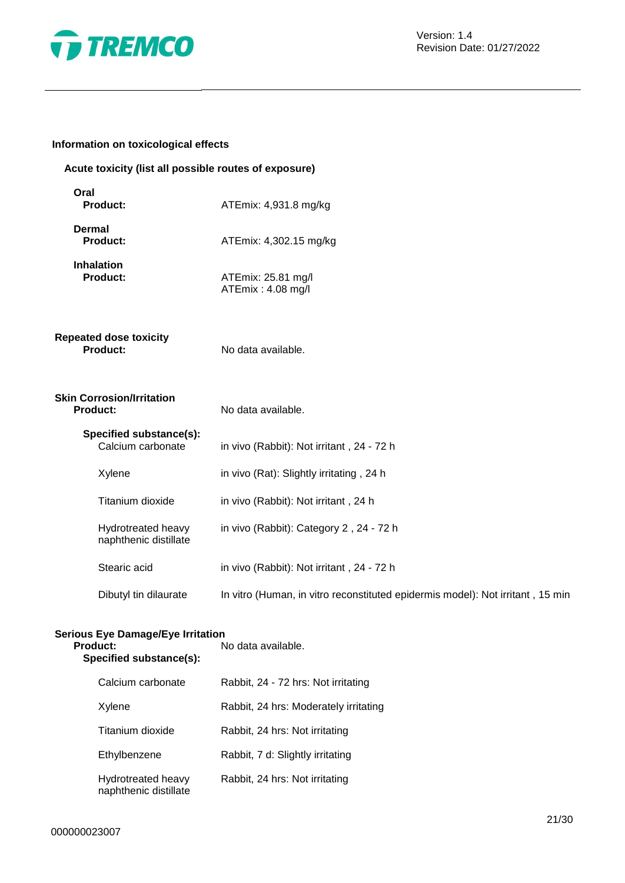## Information on toxicological effects

### Acute toxicity (list all possible routes of exposure)

**Oral**

| | |
|---|---|
| **Product:** | ATEmix: 4,931.8 mg/kg |

**Dermal**

| | |
|---|---|
| **Product:** | ATEmix: 4,302.15 mg/kg |

**Inhalation**

| | |
|---|---|
| **Product:** | ATEmix: 25.81 mg/l<br>ATEmix : 4.08 mg/l |

### Repeated dose toxicity

| | |
|---|---|
| **Product:** | No data available. |

### Skin Corrosion/Irritation

| | |
|---|---|
| **Product:** | No data available. |
| **Specified substance(s):** | |
| Calcium carbonate | in vivo (Rabbit): Not irritant , 24 - 72 h |
| Xylene | in vivo (Rat): Slightly irritating , 24 h |
| Titanium dioxide | in vivo (Rabbit): Not irritant , 24 h |
| Hydrotreated heavy naphthenic distillate | in vivo (Rabbit): Category 2 , 24 - 72 h |
| Stearic acid | in vivo (Rabbit): Not irritant , 24 - 72 h |
| Dibutyl tin dilaurate | In vitro (Human, in vitro reconstituted epidermis model): Not irritant , 15 min |

### Serious Eye Damage/Eye Irritation

| | |
|---|---|
| **Product:** | No data available. |
| **Specified substance(s):** | |
| Calcium carbonate | Rabbit, 24 - 72 hrs: Not irritating |
| Xylene | Rabbit, 24 hrs: Moderately irritating |
| Titanium dioxide | Rabbit, 24 hrs: Not irritating |
| Ethylbenzene | Rabbit, 7 d: Slightly irritating |
| Hydrotreated heavy naphthenic distillate | Rabbit, 24 hrs: Not irritating |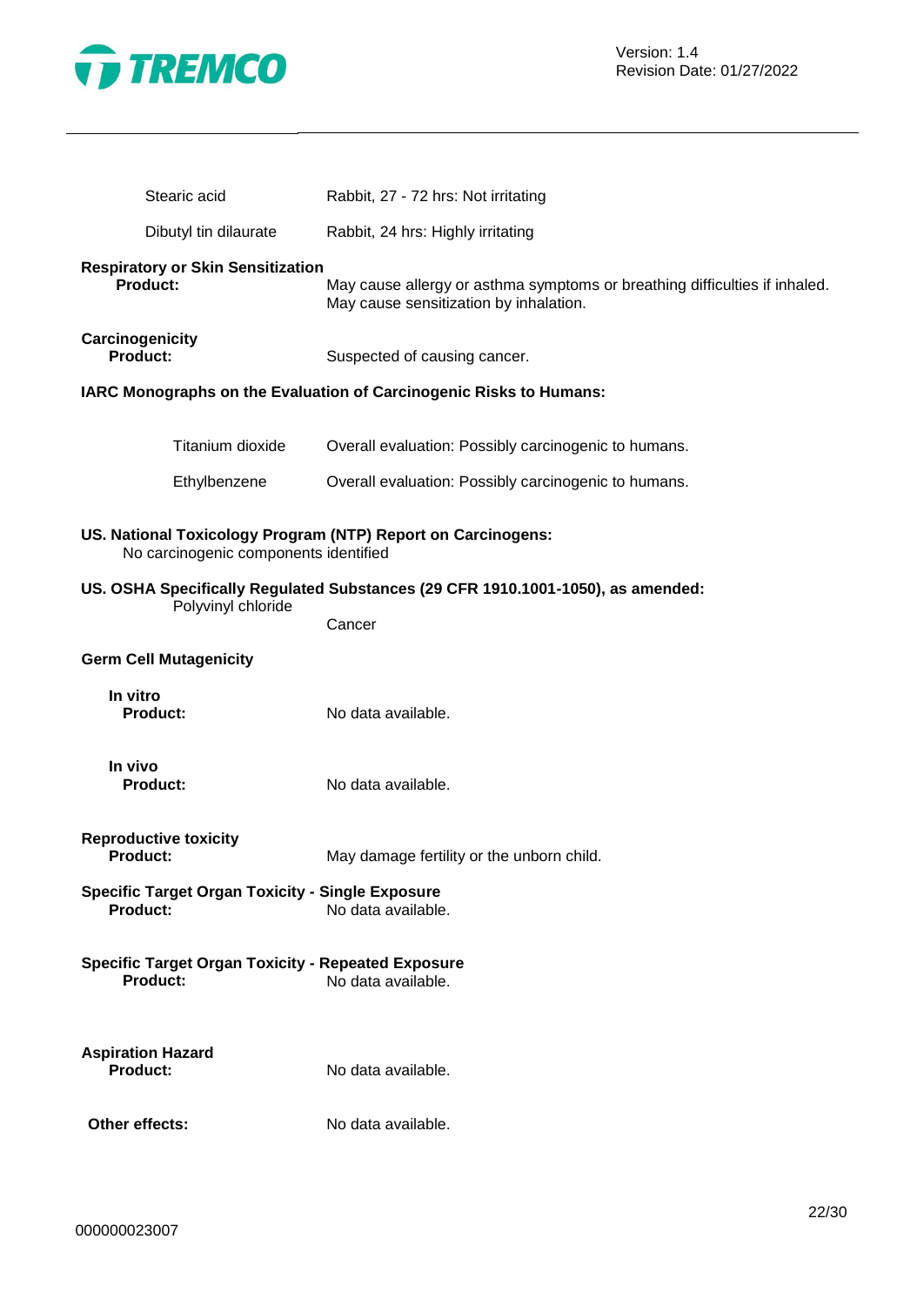| | |
|---|---|
| Stearic acid | Rabbit, 27 - 72 hrs: Not irritating |
| Dibutyl tin dilaurate | Rabbit, 24 hrs: Highly irritating |

**Respiratory or Skin Sensitization**

**Product:** May cause allergy or asthma symptoms or breathing difficulties if inhaled. May cause sensitization by inhalation.

**Carcinogenicity**

**Product:** Suspected of causing cancer.

**IARC Monographs on the Evaluation of Carcinogenic Risks to Humans:**

| | |
|---|---|
| Titanium dioxide | Overall evaluation: Possibly carcinogenic to humans. |
| Ethylbenzene | Overall evaluation: Possibly carcinogenic to humans. |

**US. National Toxicology Program (NTP) Report on Carcinogens:**

No carcinogenic components identified

**US. OSHA Specifically Regulated Substances (29 CFR 1910.1001-1050), as amended:**

| | |
|---|---|
| Polyvinyl chloride | Cancer |

**Germ Cell Mutagenicity**

**In vitro**

**Product:** No data available.

**In vivo**

**Product:** No data available.

**Reproductive toxicity**

**Product:** May damage fertility or the unborn child.

**Specific Target Organ Toxicity - Single Exposure**

**Product:** No data available.

**Specific Target Organ Toxicity - Repeated Exposure**

**Product:** No data available.

**Aspiration Hazard**

**Product:** No data available.

**Other effects:** No data available.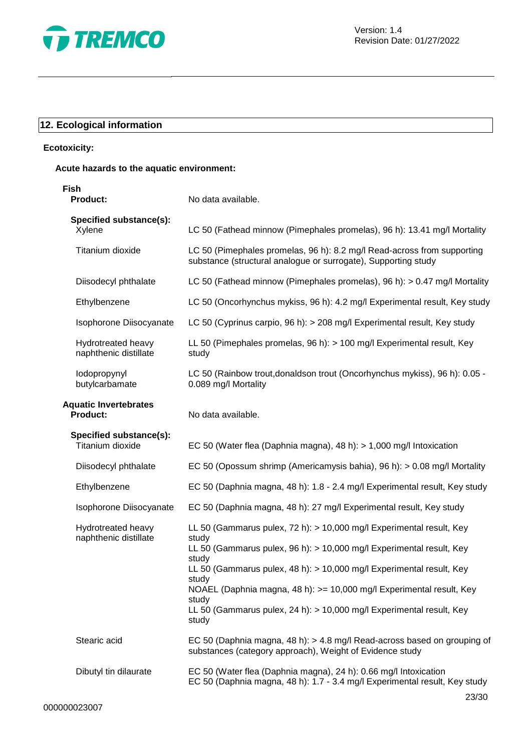## 12. Ecological information

**Ecotoxicity:**

**Acute hazards to the aquatic environment:**

**Fish**

| | |
|---|---|
| **Product:** | No data available. |
| **Specified substance(s):** | |
| Xylene | LC 50 (Fathead minnow (Pimephales promelas), 96 h): 13.41 mg/l Mortality |
| Titanium dioxide | LC 50 (Pimephales promelas, 96 h): 8.2 mg/l Read-across from supporting substance (structural analogue or surrogate), Supporting study |
| Diisodecyl phthalate | LC 50 (Fathead minnow (Pimephales promelas), 96 h): > 0.47 mg/l Mortality |
| Ethylbenzene | LC 50 (Oncorhynchus mykiss, 96 h): 4.2 mg/l Experimental result, Key study |
| Isophorone Diisocyanate | LC 50 (Cyprinus carpio, 96 h): > 208 mg/l Experimental result, Key study |
| Hydrotreated heavy naphthenic distillate | LL 50 (Pimephales promelas, 96 h): > 100 mg/l Experimental result, Key study |
| Iodopropynyl butylcarbamate | LC 50 (Rainbow trout,donaldson trout (Oncorhynchus mykiss), 96 h): 0.05 - 0.089 mg/l Mortality |

**Aquatic Invertebrates**

| | |
|---|---|
| **Product:** | No data available. |
| **Specified substance(s):** | |
| Titanium dioxide | EC 50 (Water flea (Daphnia magna), 48 h): > 1,000 mg/l Intoxication |
| Diisodecyl phthalate | EC 50 (Opossum shrimp (Americamysis bahia), 96 h): > 0.08 mg/l Mortality |
| Ethylbenzene | EC 50 (Daphnia magna, 48 h): 1.8 - 2.4 mg/l Experimental result, Key study |
| Isophorone Diisocyanate | EC 50 (Daphnia magna, 48 h): 27 mg/l Experimental result, Key study |
| Hydrotreated heavy naphthenic distillate | LL 50 (Gammarus pulex, 72 h): > 10,000 mg/l Experimental result, Key study<br>LL 50 (Gammarus pulex, 96 h): > 10,000 mg/l Experimental result, Key study<br>LL 50 (Gammarus pulex, 48 h): > 10,000 mg/l Experimental result, Key study<br>NOAEL (Daphnia magna, 48 h): >= 10,000 mg/l Experimental result, Key study<br>LL 50 (Gammarus pulex, 24 h): > 10,000 mg/l Experimental result, Key study |
| Stearic acid | EC 50 (Daphnia magna, 48 h): > 4.8 mg/l Read-across based on grouping of substances (category approach), Weight of Evidence study |
| Dibutyl tin dilaurate | EC 50 (Water flea (Daphnia magna), 24 h): 0.66 mg/l Intoxication<br>EC 50 (Daphnia magna, 48 h): 1.7 - 3.4 mg/l Experimental result, Key study |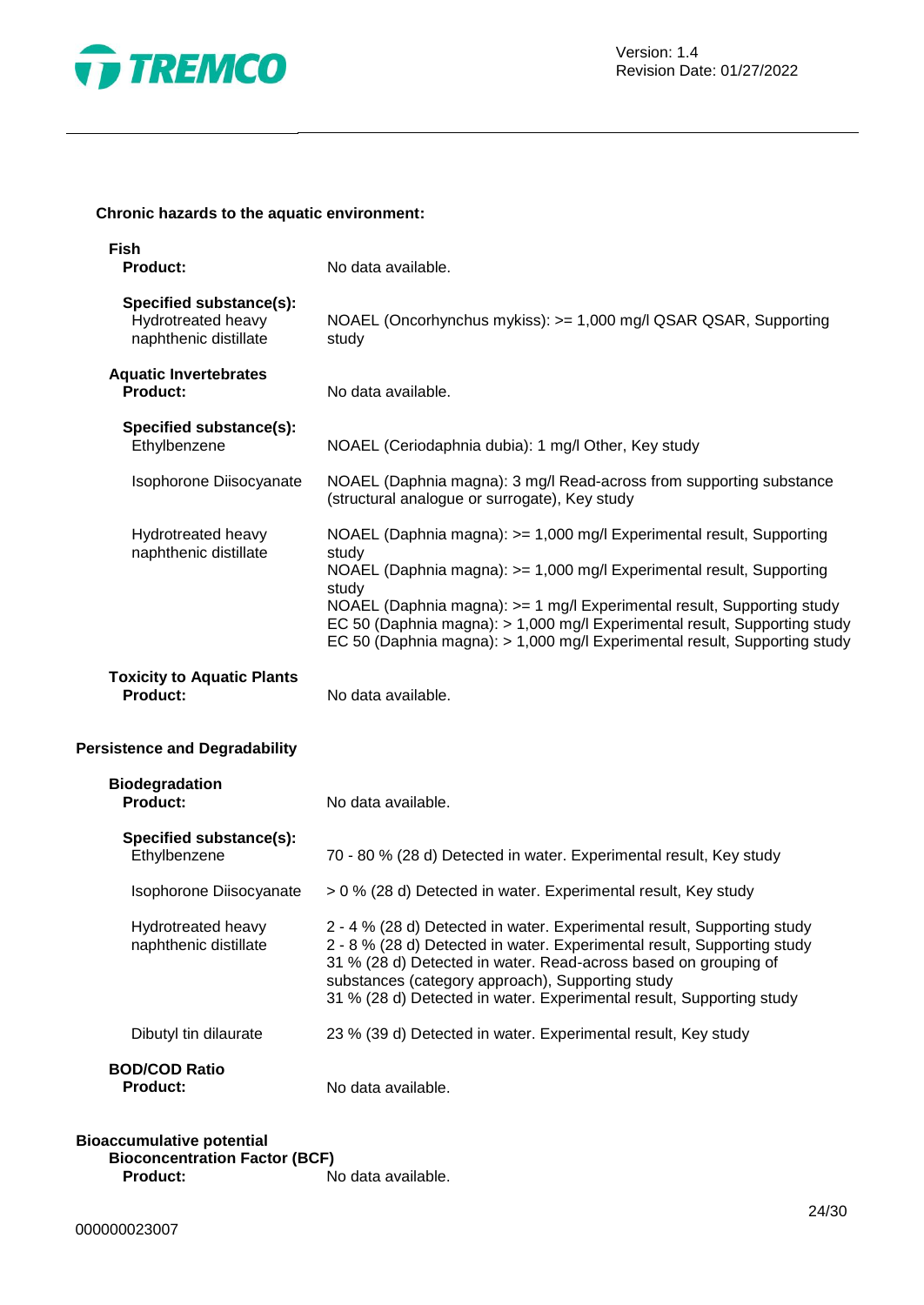**Chronic hazards to the aquatic environment:**

**Fish**

**Product:** No data available.

**Specified substance(s):**

| | |
|---|---|
| Hydrotreated heavy naphthenic distillate | NOAEL (Oncorhynchus mykiss): >= 1,000 mg/l QSAR QSAR, Supporting study |

**Aquatic Invertebrates**

**Product:** No data available.

**Specified substance(s):**

| | |
|---|---|
| Ethylbenzene | NOAEL (Ceriodaphnia dubia): 1 mg/l Other, Key study |
| Isophorone Diisocyanate | NOAEL (Daphnia magna): 3 mg/l Read-across from supporting substance (structural analogue or surrogate), Key study |
| Hydrotreated heavy naphthenic distillate | NOAEL (Daphnia magna): >= 1,000 mg/l Experimental result, Supporting study<br>NOAEL (Daphnia magna): >= 1,000 mg/l Experimental result, Supporting study<br>NOAEL (Daphnia magna): >= 1 mg/l Experimental result, Supporting study<br>EC 50 (Daphnia magna): > 1,000 mg/l Experimental result, Supporting study<br>EC 50 (Daphnia magna): > 1,000 mg/l Experimental result, Supporting study |

**Toxicity to Aquatic Plants**

**Product:** No data available.

**Persistence and Degradability**

**Biodegradation**

**Product:** No data available.

**Specified substance(s):**

| | |
|---|---|
| Ethylbenzene | 70 - 80 % (28 d) Detected in water. Experimental result, Key study |
| Isophorone Diisocyanate | > 0 % (28 d) Detected in water. Experimental result, Key study |
| Hydrotreated heavy naphthenic distillate | 2 - 4 % (28 d) Detected in water. Experimental result, Supporting study<br>2 - 8 % (28 d) Detected in water. Experimental result, Supporting study<br>31 % (28 d) Detected in water. Read-across based on grouping of substances (category approach), Supporting study<br>31 % (28 d) Detected in water. Experimental result, Supporting study |
| Dibutyl tin dilaurate | 23 % (39 d) Detected in water. Experimental result, Key study |

**BOD/COD Ratio**

**Product:** No data available.

**Bioaccumulative potential**

**Bioconcentration Factor (BCF)**

**Product:** No data available.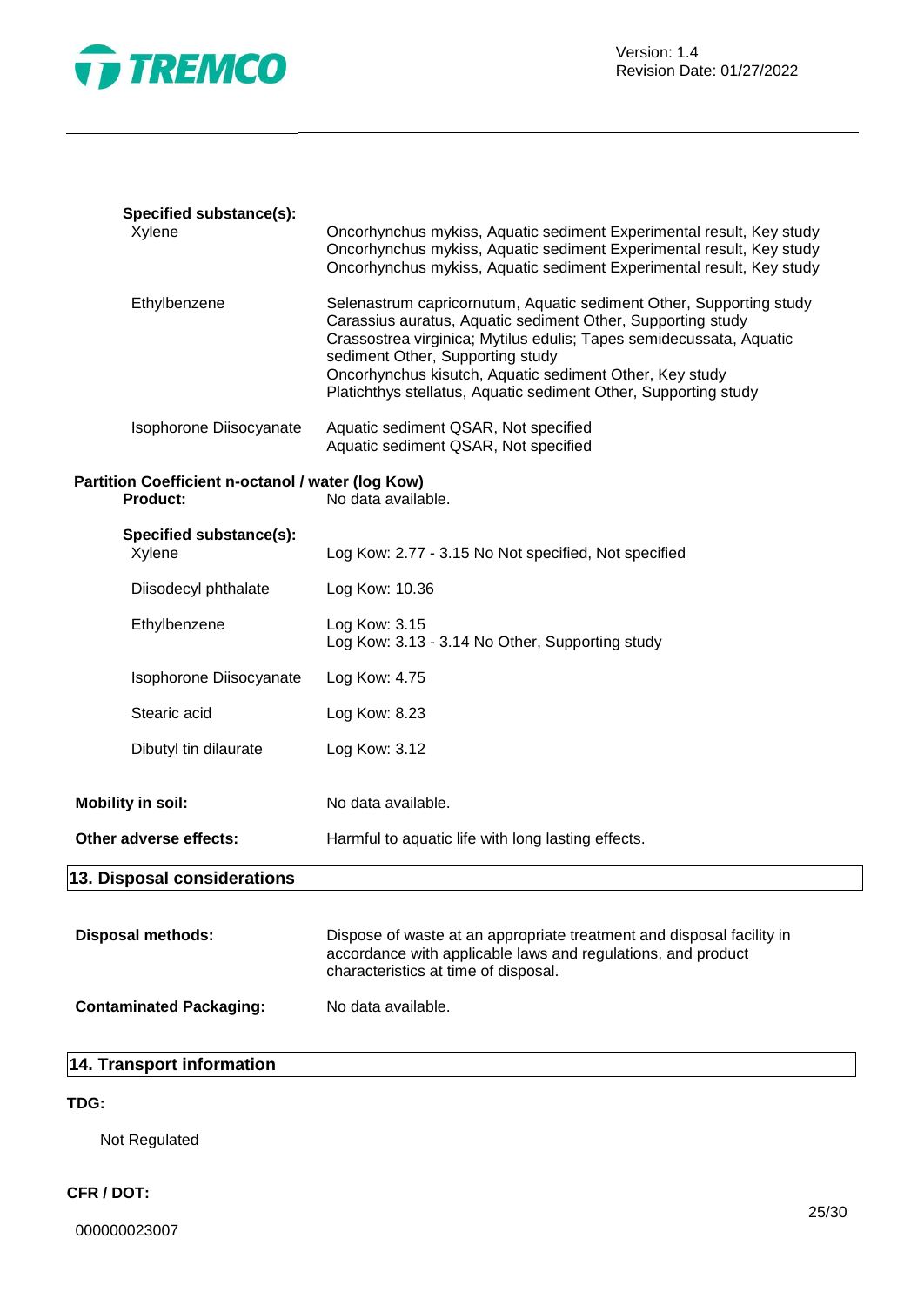**Specified substance(s):**

| | |
|---|---|
| Xylene | Oncorhynchus mykiss, Aquatic sediment Experimental result, Key study<br>Oncorhynchus mykiss, Aquatic sediment Experimental result, Key study<br>Oncorhynchus mykiss, Aquatic sediment Experimental result, Key study |
| Ethylbenzene | Selenastrum capricornutum, Aquatic sediment Other, Supporting study<br>Carassius auratus, Aquatic sediment Other, Supporting study<br>Crassostrea virginica; Mytilus edulis; Tapes semidecussata, Aquatic sediment Other, Supporting study<br>Oncorhynchus kisutch, Aquatic sediment Other, Key study<br>Platichthys stellatus, Aquatic sediment Other, Supporting study |
| Isophorone Diisocyanate | Aquatic sediment QSAR, Not specified<br>Aquatic sediment QSAR, Not specified |

**Partition Coefficient n-octanol / water (log Kow)**

**Product:** No data available.

**Specified substance(s):**

| | |
|---|---|
| Xylene | Log Kow: 2.77 - 3.15 No Not specified, Not specified |
| Diisodecyl phthalate | Log Kow: 10.36 |
| Ethylbenzene | Log Kow: 3.15<br>Log Kow: 3.13 - 3.14 No Other, Supporting study |
| Isophorone Diisocyanate | Log Kow: 4.75 |
| Stearic acid | Log Kow: 8.23 |
| Dibutyl tin dilaurate | Log Kow: 3.12 |

**Mobility in soil:** No data available.

**Other adverse effects:** Harmful to aquatic life with long lasting effects.

## 13. Disposal considerations

**Disposal methods:** Dispose of waste at an appropriate treatment and disposal facility in accordance with applicable laws and regulations, and product characteristics at time of disposal.

**Contaminated Packaging:** No data available.

## 14. Transport information

**TDG:**

Not Regulated

**CFR / DOT:**

000000023007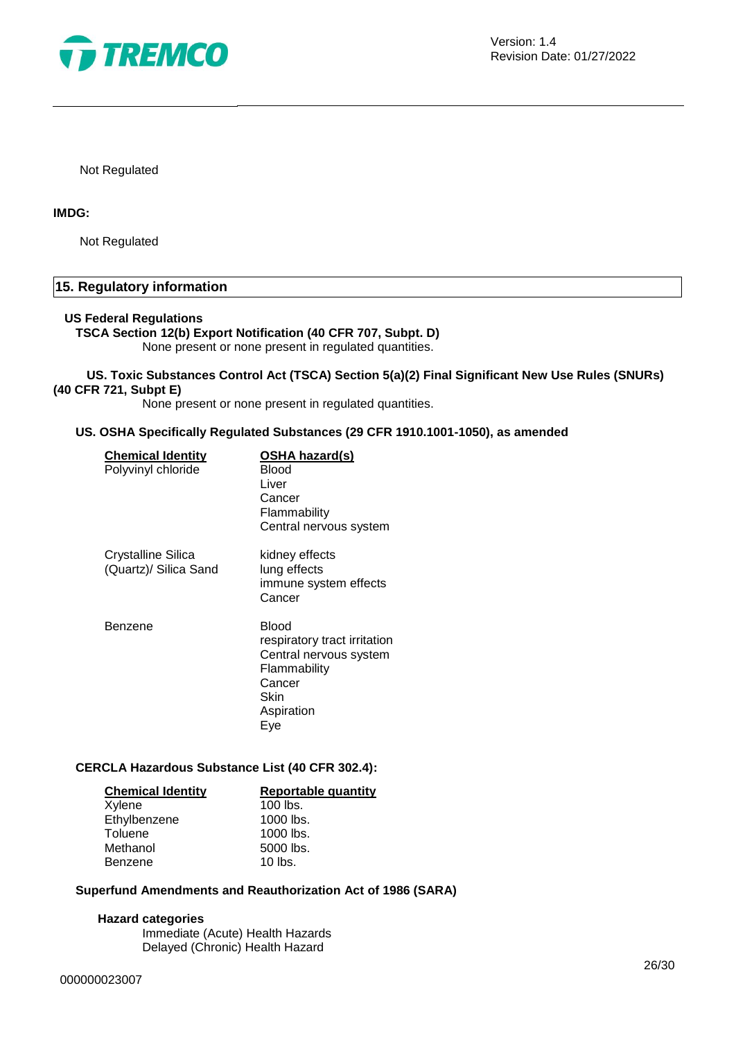Not Regulated

**IMDG:**

Not Regulated

## 15. Regulatory information

**US Federal Regulations**

**TSCA Section 12(b) Export Notification (40 CFR 707, Subpt. D)**

None present or none present in regulated quantities.

**US. Toxic Substances Control Act (TSCA) Section 5(a)(2) Final Significant New Use Rules (SNURs) (40 CFR 721, Subpt E)**

None present or none present in regulated quantities.

**US. OSHA Specifically Regulated Substances (29 CFR 1910.1001-1050), as amended**

| Chemical Identity | OSHA hazard(s) |
|---|---|
| Polyvinyl chloride | Blood<br>Liver<br>Cancer<br>Flammability<br>Central nervous system |
| Crystalline Silica (Quartz)/ Silica Sand | kidney effects<br>lung effects<br>immune system effects<br>Cancer |
| Benzene | Blood<br>respiratory tract irritation<br>Central nervous system<br>Flammability<br>Cancer<br>Skin<br>Aspiration<br>Eye |

**CERCLA Hazardous Substance List (40 CFR 302.4):**

| Chemical Identity | Reportable quantity |
|---|---|
| Xylene | 100 lbs. |
| Ethylbenzene | 1000 lbs. |
| Toluene | 1000 lbs. |
| Methanol | 5000 lbs. |
| Benzene | 10 lbs. |

**Superfund Amendments and Reauthorization Act of 1986 (SARA)**

**Hazard categories**

Immediate (Acute) Health Hazards
Delayed (Chronic) Health Hazard

000000023007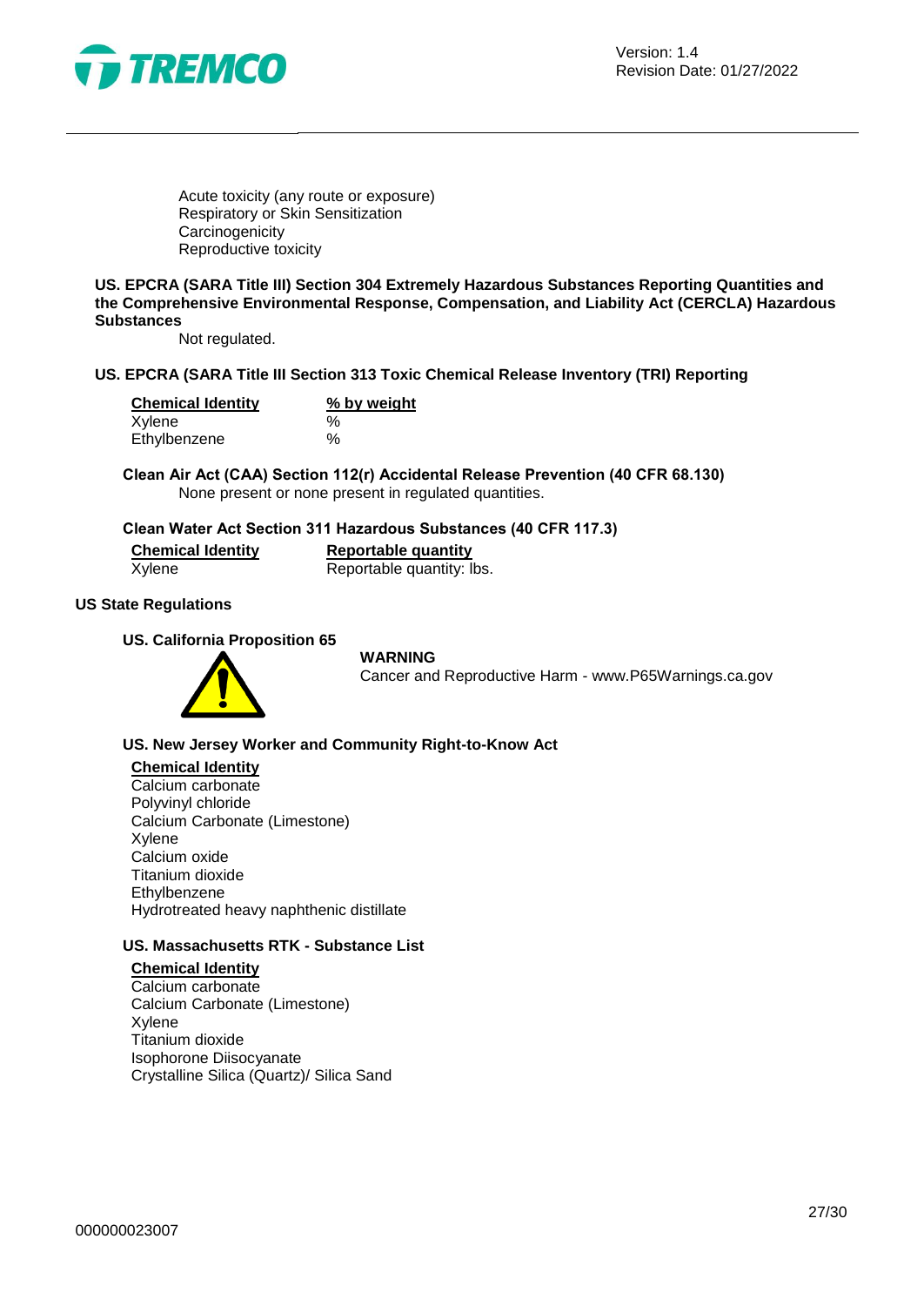Acute toxicity (any route or exposure)
Respiratory or Skin Sensitization
Carcinogenicity
Reproductive toxicity

**US. EPCRA (SARA Title III) Section 304 Extremely Hazardous Substances Reporting Quantities and the Comprehensive Environmental Response, Compensation, and Liability Act (CERCLA) Hazardous Substances**

Not regulated.

**US. EPCRA (SARA Title III Section 313 Toxic Chemical Release Inventory (TRI) Reporting**

| Chemical Identity | % by weight |
|---|---|
| Xylene | % |
| Ethylbenzene | % |

**Clean Air Act (CAA) Section 112(r) Accidental Release Prevention (40 CFR 68.130)**

None present or none present in regulated quantities.

**Clean Water Act Section 311 Hazardous Substances (40 CFR 117.3)**

| Chemical Identity | Reportable quantity |
|---|---|
| Xylene | Reportable quantity: lbs. |

**US State Regulations**

**US. California Proposition 65**

**WARNING**
Cancer and Reproductive Harm - www.P65Warnings.ca.gov

**US. New Jersey Worker and Community Right-to-Know Act**

**Chemical Identity**
Calcium carbonate
Polyvinyl chloride
Calcium Carbonate (Limestone)
Xylene
Calcium oxide
Titanium dioxide
Ethylbenzene
Hydrotreated heavy naphthenic distillate

**US. Massachusetts RTK - Substance List**

**Chemical Identity**
Calcium carbonate
Calcium Carbonate (Limestone)
Xylene
Titanium dioxide
Isophorone Diisocyanate
Crystalline Silica (Quartz)/ Silica Sand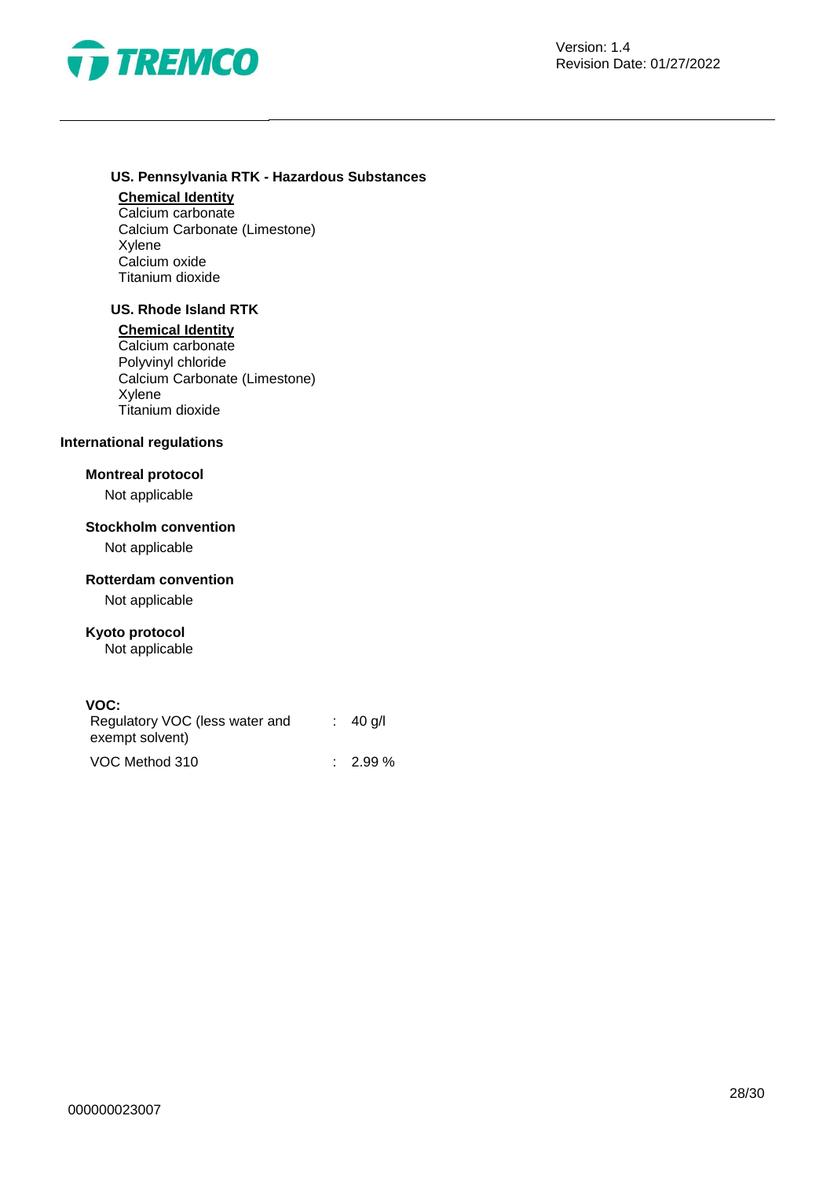**US. Pennsylvania RTK - Hazardous Substances**

**Chemical Identity**
Calcium carbonate
Calcium Carbonate (Limestone)
Xylene
Calcium oxide
Titanium dioxide

**US. Rhode Island RTK**

**Chemical Identity**
Calcium carbonate
Polyvinyl chloride
Calcium Carbonate (Limestone)
Xylene
Titanium dioxide

**International regulations**

**Montreal protocol**

Not applicable

**Stockholm convention**

Not applicable

**Rotterdam convention**

Not applicable

**Kyoto protocol**

Not applicable

**VOC:**

| | | |
|---|---|---|
| Regulatory VOC (less water and exempt solvent) | : | 40 g/l |
| VOC Method 310 | : | 2.99 % |

000000023007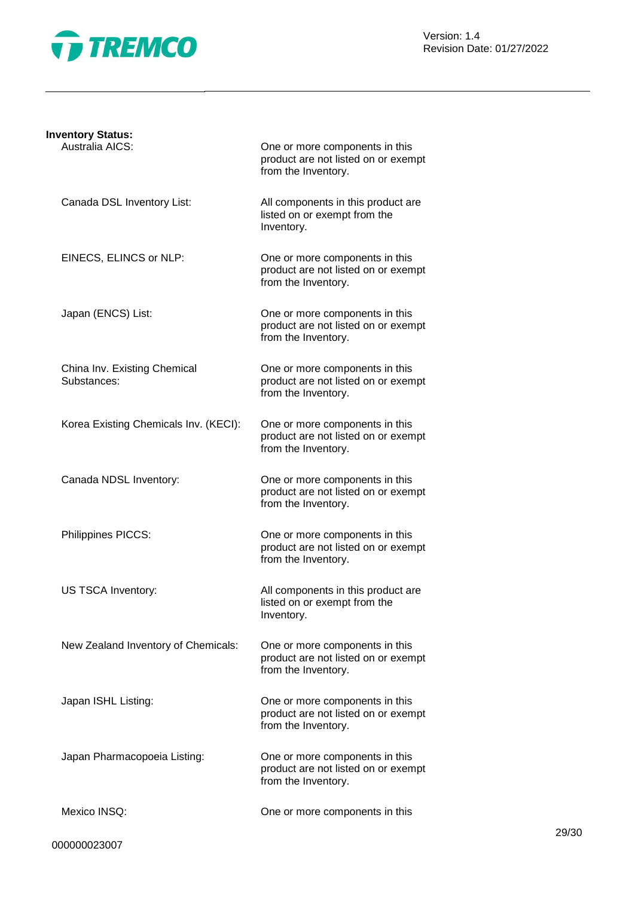**Inventory Status:**

| | |
|---|---|
| Australia AICS: | One or more components in this product are not listed on or exempt from the Inventory. |
| Canada DSL Inventory List: | All components in this product are listed on or exempt from the Inventory. |
| EINECS, ELINCS or NLP: | One or more components in this product are not listed on or exempt from the Inventory. |
| Japan (ENCS) List: | One or more components in this product are not listed on or exempt from the Inventory. |
| China Inv. Existing Chemical Substances: | One or more components in this product are not listed on or exempt from the Inventory. |
| Korea Existing Chemicals Inv. (KECI): | One or more components in this product are not listed on or exempt from the Inventory. |
| Canada NDSL Inventory: | One or more components in this product are not listed on or exempt from the Inventory. |
| Philippines PICCS: | One or more components in this product are not listed on or exempt from the Inventory. |
| US TSCA Inventory: | All components in this product are listed on or exempt from the Inventory. |
| New Zealand Inventory of Chemicals: | One or more components in this product are not listed on or exempt from the Inventory. |
| Japan ISHL Listing: | One or more components in this product are not listed on or exempt from the Inventory. |
| Japan Pharmacopoeia Listing: | One or more components in this product are not listed on or exempt from the Inventory. |
| Mexico INSQ: | One or more components in this |

000000023007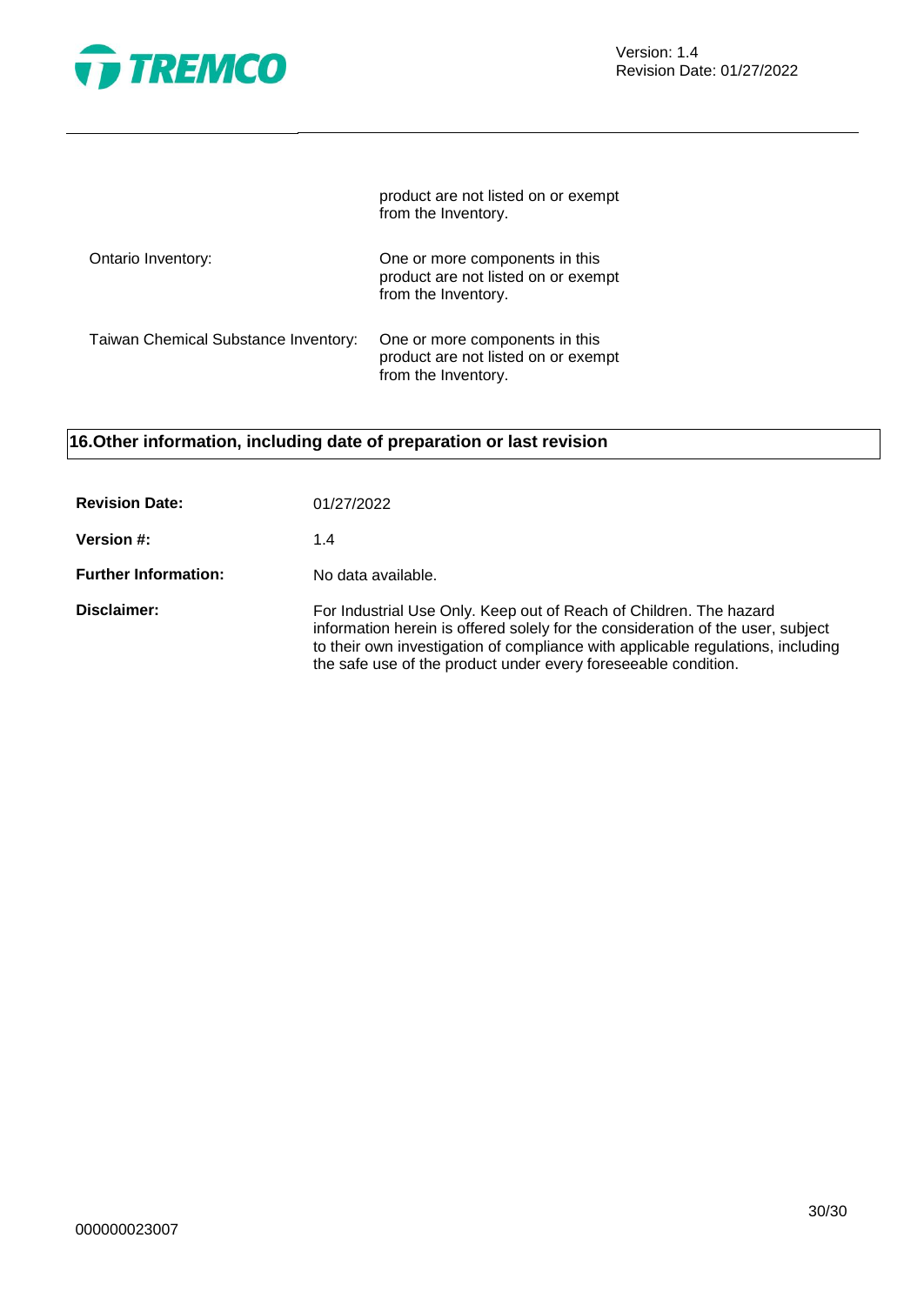product are not listed on or exempt from the Inventory.

| | |
|---|---|
| Ontario Inventory: | One or more components in this product are not listed on or exempt from the Inventory. |
| Taiwan Chemical Substance Inventory: | One or more components in this product are not listed on or exempt from the Inventory. |

## 16.Other information, including date of preparation or last revision

| | |
|---|---|
| **Revision Date:** | 01/27/2022 |
| **Version #:** | 1.4 |
| **Further Information:** | No data available. |
| **Disclaimer:** | For Industrial Use Only. Keep out of Reach of Children. The hazard information herein is offered solely for the consideration of the user, subject to their own investigation of compliance with applicable regulations, including the safe use of the product under every foreseeable condition. |

000000023007